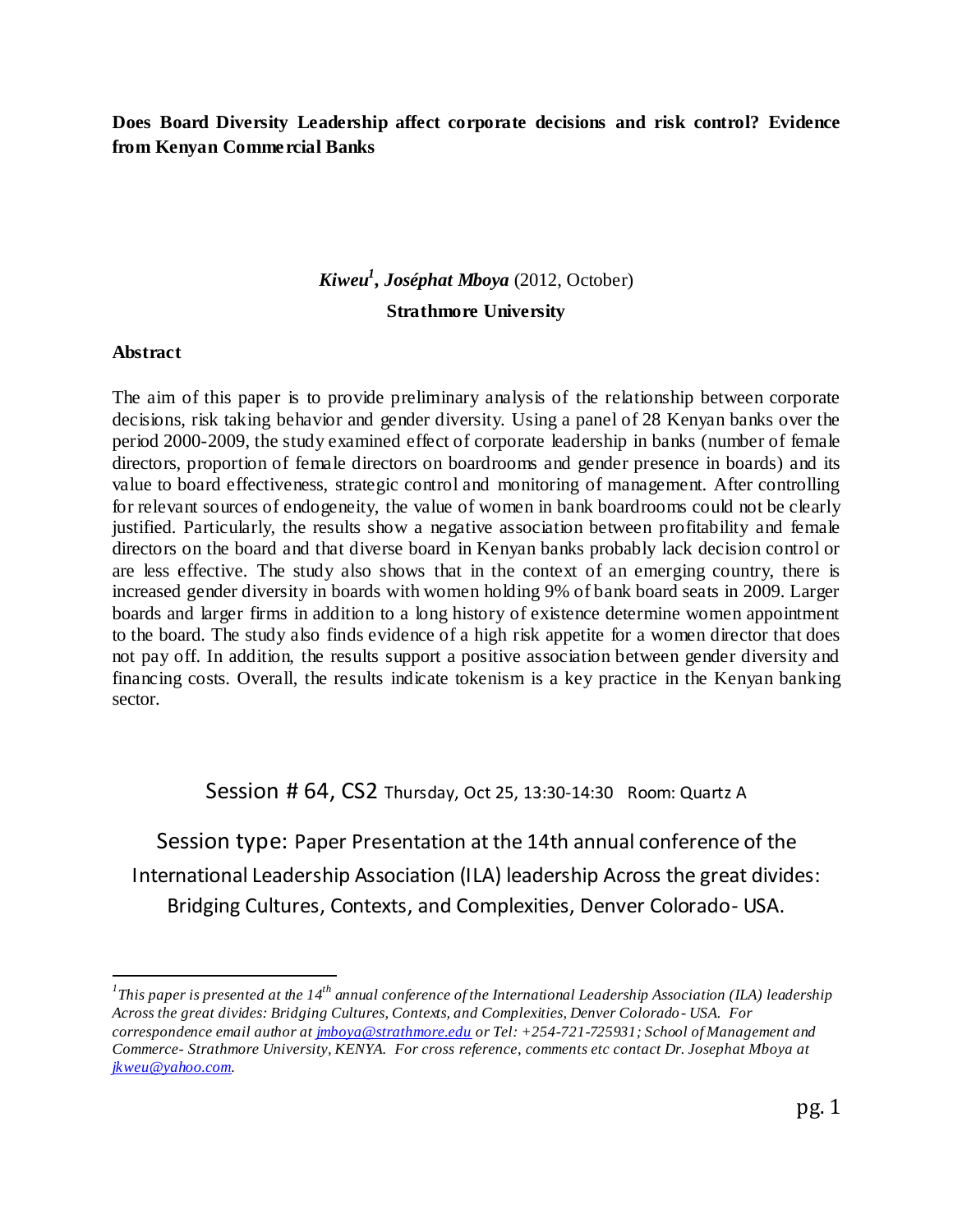**Does Board Diversity Leadership affect corporate decisions and risk control? Evidence from Kenyan Commercial Banks**

***Kiweu[1], Joséphat Mboya*** (2012, October)

**Strathmore University**

**Abstract**

The aim of this paper is to provide preliminary analysis of the relationship between corporate decisions, risk taking behavior and gender diversity. Using a panel of 28 Kenyan banks over the period 2000-2009, the study examined effect of corporate leadership in banks (number of female directors, proportion of female directors on boardrooms and gender presence in boards) and its value to board effectiveness, strategic control and monitoring of management. After controlling for relevant sources of endogeneity, the value of women in bank boardrooms could not be clearly justified. Particularly, the results show a negative association between profitability and female directors on the board and that diverse board in Kenyan banks probably lack decision control or are less effective. The study also shows that in the context of an emerging country, there is increased gender diversity in boards with women holding 9% of bank board seats in 2009. Larger boards and larger firms in addition to a long history of existence determine women appointment to the board. The study also finds evidence of a high risk appetite for a women director that does not pay off. In addition, the results support a positive association between gender diversity and financing costs. Overall, the results indicate tokenism is a key practice in the Kenyan banking sector.

Session # 64, CS2 Thursday, Oct 25, 13:30-14:30 Room: Quartz A

Session type: Paper Presentation at the 14th annual conference of the International Leadership Association (ILA) leadership Across the great divides: Bridging Cultures, Contexts, and Complexities, Denver Colorado- USA.

---

[1] *This paper is presented at the 14th annual conference of the International Leadership Association (ILA) leadership Across the great divides: Bridging Cultures, Contexts, and Complexities, Denver Colorado- USA. For correspondence email author at jmboya@strathmore.edu or Tel: +254-721-725931; School of Management and Commerce- Strathmore University, KENYA. For cross reference, comments etc contact Dr. Josephat Mboya at jkweu@yahoo.com.*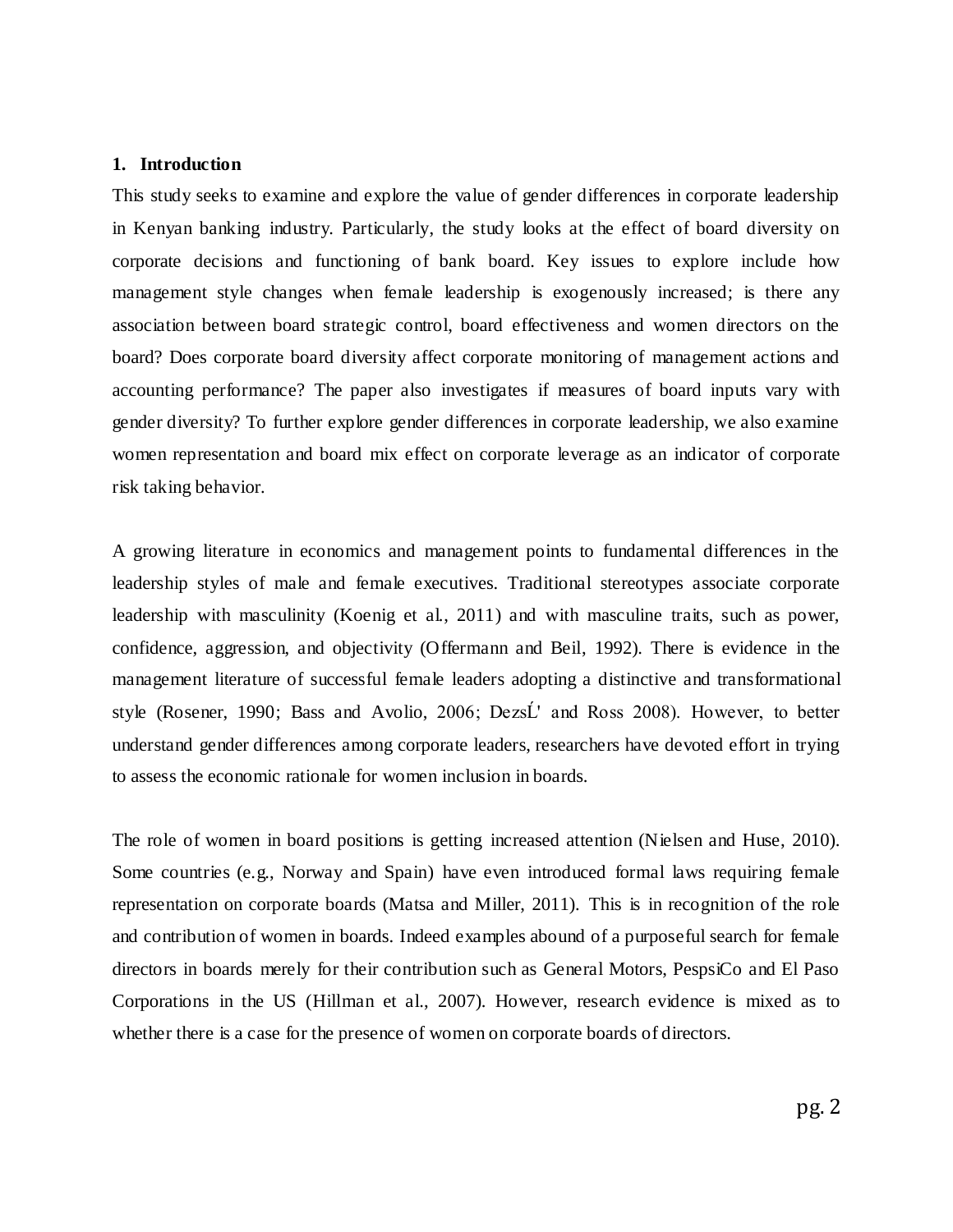## 1. Introduction

This study seeks to examine and explore the value of gender differences in corporate leadership in Kenyan banking industry. Particularly, the study looks at the effect of board diversity on corporate decisions and functioning of bank board. Key issues to explore include how management style changes when female leadership is exogenously increased; is there any association between board strategic control, board effectiveness and women directors on the board? Does corporate board diversity affect corporate monitoring of management actions and accounting performance? The paper also investigates if measures of board inputs vary with gender diversity? To further explore gender differences in corporate leadership, we also examine women representation and board mix effect on corporate leverage as an indicator of corporate risk taking behavior.

A growing literature in economics and management points to fundamental differences in the leadership styles of male and female executives. Traditional stereotypes associate corporate leadership with masculinity (Koenig et al., 2011) and with masculine traits, such as power, confidence, aggression, and objectivity (Offermann and Beil, 1992). There is evidence in the management literature of successful female leaders adopting a distinctive and transformational style (Rosener, 1990; Bass and Avolio, 2006; DezsĹ' and Ross 2008). However, to better understand gender differences among corporate leaders, researchers have devoted effort in trying to assess the economic rationale for women inclusion in boards.

The role of women in board positions is getting increased attention (Nielsen and Huse, 2010). Some countries (e.g., Norway and Spain) have even introduced formal laws requiring female representation on corporate boards (Matsa and Miller, 2011). This is in recognition of the role and contribution of women in boards. Indeed examples abound of a purposeful search for female directors in boards merely for their contribution such as General Motors, PespsiCo and El Paso Corporations in the US (Hillman et al., 2007). However, research evidence is mixed as to whether there is a case for the presence of women on corporate boards of directors.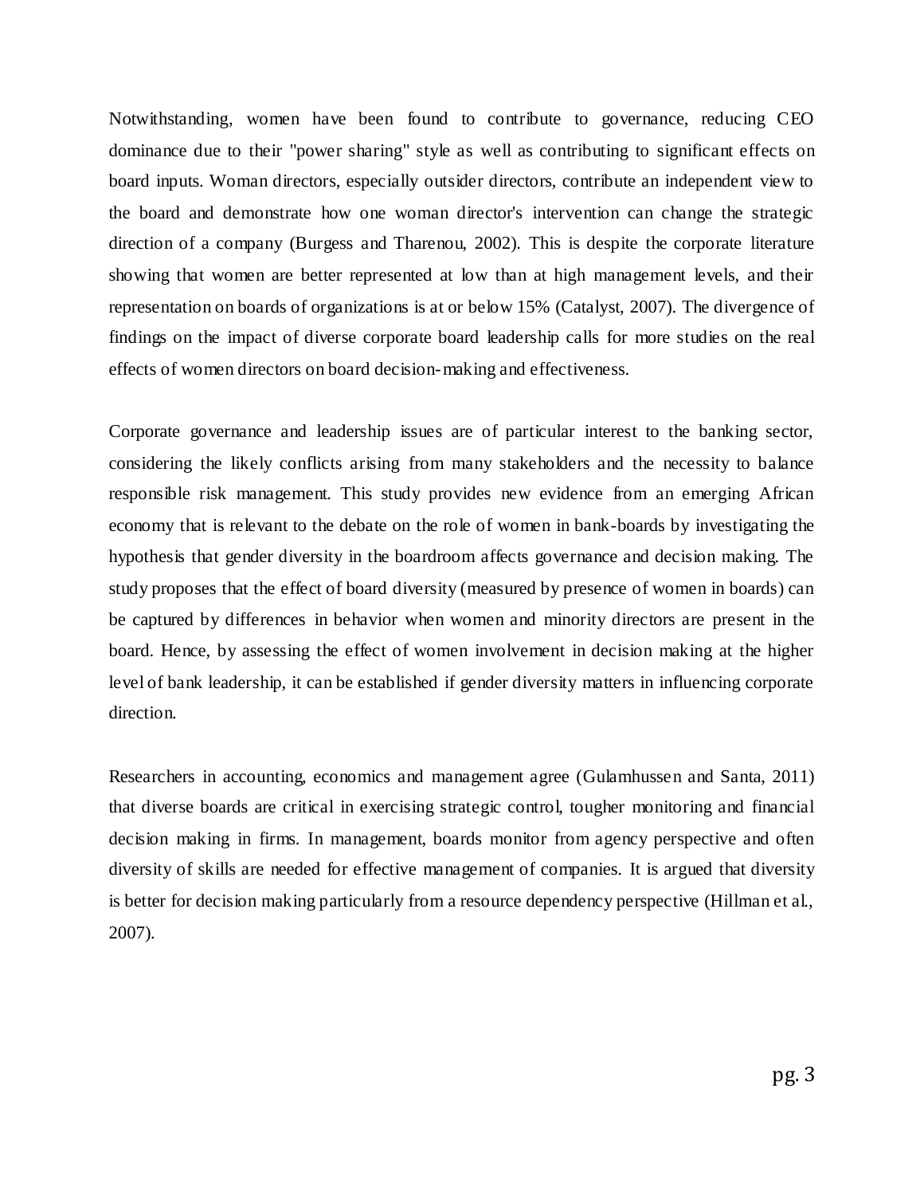Notwithstanding, women have been found to contribute to governance, reducing CEO dominance due to their "power sharing" style as well as contributing to significant effects on board inputs. Woman directors, especially outsider directors, contribute an independent view to the board and demonstrate how one woman director's intervention can change the strategic direction of a company (Burgess and Tharenou, 2002). This is despite the corporate literature showing that women are better represented at low than at high management levels, and their representation on boards of organizations is at or below 15% (Catalyst, 2007). The divergence of findings on the impact of diverse corporate board leadership calls for more studies on the real effects of women directors on board decision-making and effectiveness.

Corporate governance and leadership issues are of particular interest to the banking sector, considering the likely conflicts arising from many stakeholders and the necessity to balance responsible risk management. This study provides new evidence from an emerging African economy that is relevant to the debate on the role of women in bank-boards by investigating the hypothesis that gender diversity in the boardroom affects governance and decision making. The study proposes that the effect of board diversity (measured by presence of women in boards) can be captured by differences in behavior when women and minority directors are present in the board. Hence, by assessing the effect of women involvement in decision making at the higher level of bank leadership, it can be established if gender diversity matters in influencing corporate direction.

Researchers in accounting, economics and management agree (Gulamhussen and Santa, 2011) that diverse boards are critical in exercising strategic control, tougher monitoring and financial decision making in firms. In management, boards monitor from agency perspective and often diversity of skills are needed for effective management of companies. It is argued that diversity is better for decision making particularly from a resource dependency perspective (Hillman et al., 2007).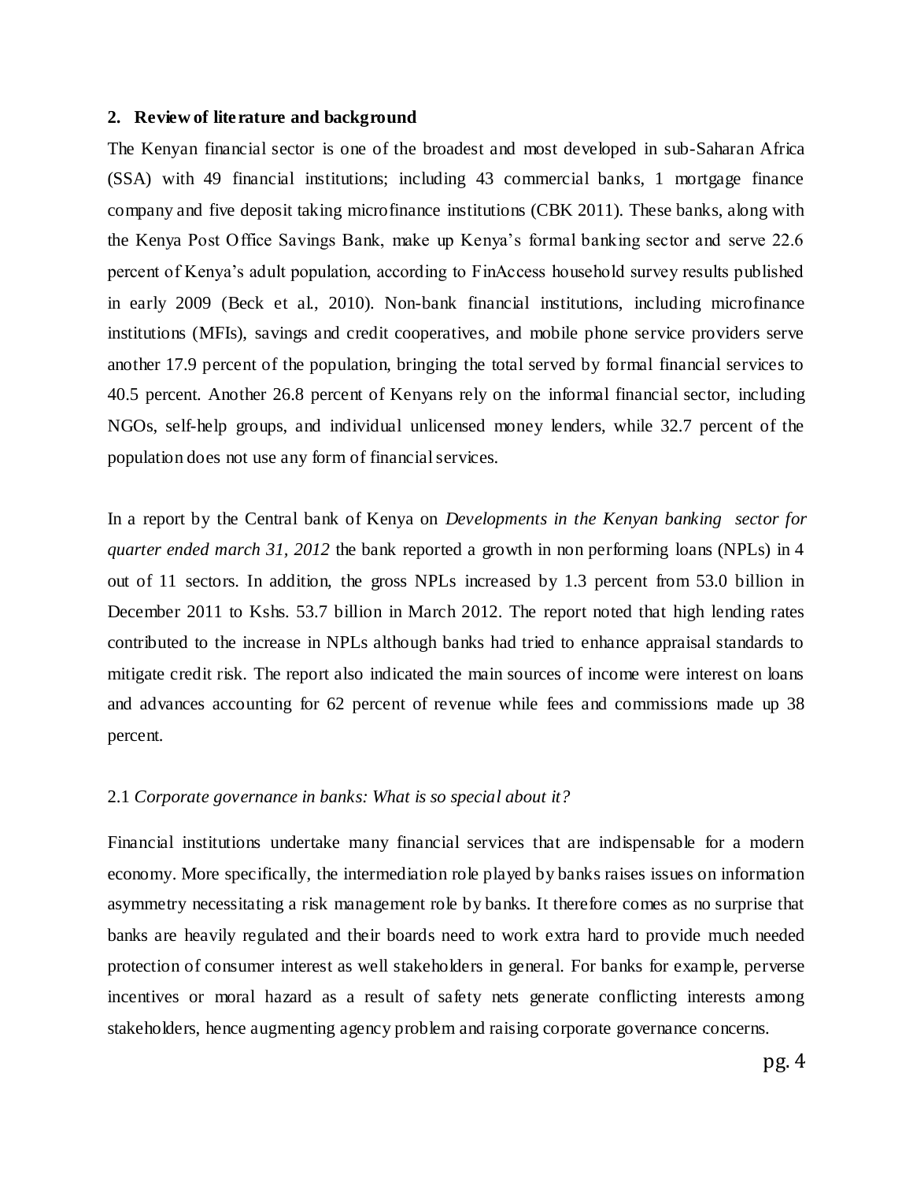## 2. Review of literature and background

The Kenyan financial sector is one of the broadest and most developed in sub-Saharan Africa (SSA) with 49 financial institutions; including 43 commercial banks, 1 mortgage finance company and five deposit taking microfinance institutions (CBK 2011). These banks, along with the Kenya Post Office Savings Bank, make up Kenya's formal banking sector and serve 22.6 percent of Kenya's adult population, according to FinAccess household survey results published in early 2009 (Beck et al., 2010). Non-bank financial institutions, including microfinance institutions (MFIs), savings and credit cooperatives, and mobile phone service providers serve another 17.9 percent of the population, bringing the total served by formal financial services to 40.5 percent. Another 26.8 percent of Kenyans rely on the informal financial sector, including NGOs, self-help groups, and individual unlicensed money lenders, while 32.7 percent of the population does not use any form of financial services.

In a report by the Central bank of Kenya on *Developments in the Kenyan banking sector for quarter ended march 31, 2012* the bank reported a growth in non performing loans (NPLs) in 4 out of 11 sectors. In addition, the gross NPLs increased by 1.3 percent from 53.0 billion in December 2011 to Kshs. 53.7 billion in March 2012. The report noted that high lending rates contributed to the increase in NPLs although banks had tried to enhance appraisal standards to mitigate credit risk. The report also indicated the main sources of income were interest on loans and advances accounting for 62 percent of revenue while fees and commissions made up 38 percent.

### 2.1 *Corporate governance in banks: What is so special about it?*

Financial institutions undertake many financial services that are indispensable for a modern economy. More specifically, the intermediation role played by banks raises issues on information asymmetry necessitating a risk management role by banks. It therefore comes as no surprise that banks are heavily regulated and their boards need to work extra hard to provide much needed protection of consumer interest as well stakeholders in general. For banks for example, perverse incentives or moral hazard as a result of safety nets generate conflicting interests among stakeholders, hence augmenting agency problem and raising corporate governance concerns.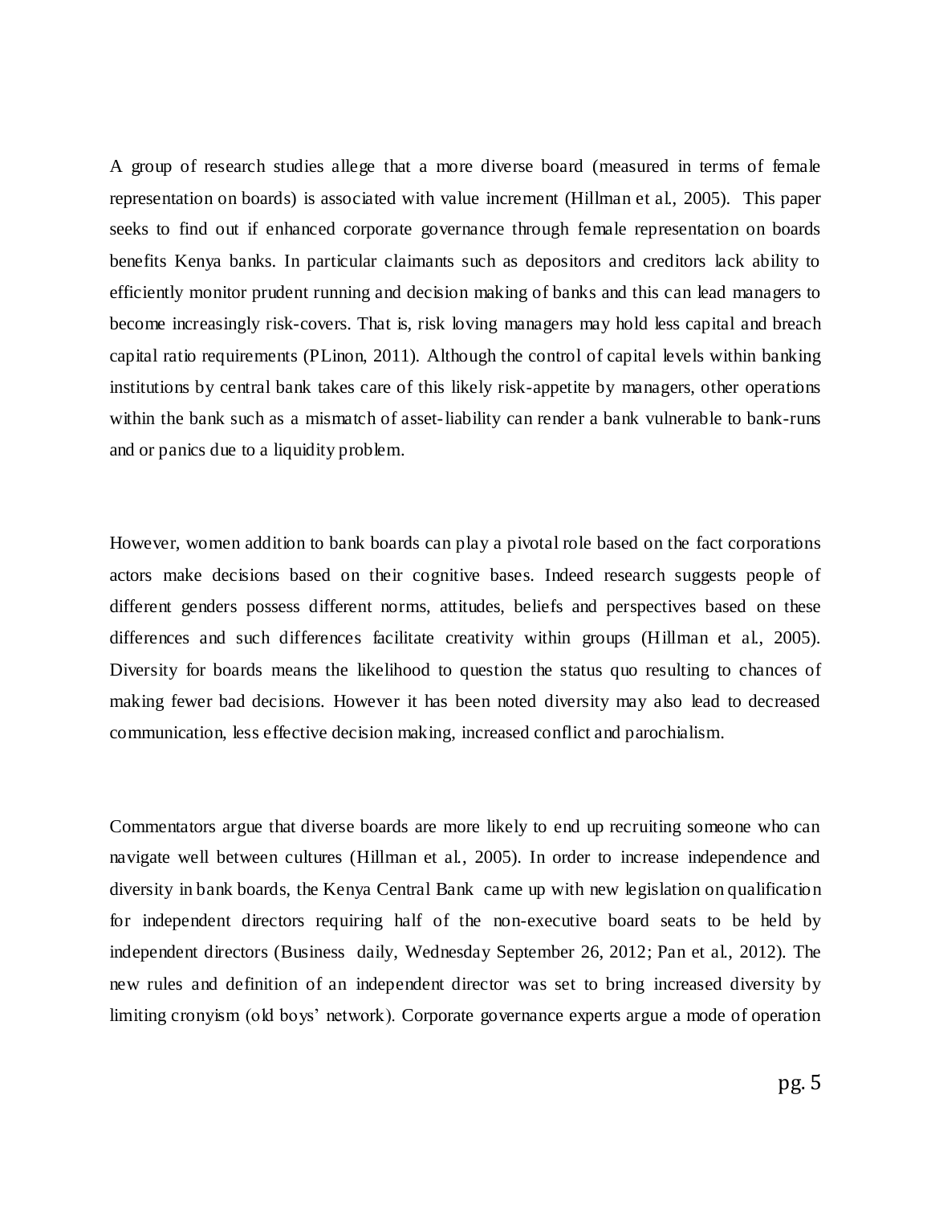A group of research studies allege that a more diverse board (measured in terms of female representation on boards) is associated with value increment (Hillman et al., 2005). This paper seeks to find out if enhanced corporate governance through female representation on boards benefits Kenya banks. In particular claimants such as depositors and creditors lack ability to efficiently monitor prudent running and decision making of banks and this can lead managers to become increasingly risk-covers. That is, risk loving managers may hold less capital and breach capital ratio requirements (PLinon, 2011). Although the control of capital levels within banking institutions by central bank takes care of this likely risk-appetite by managers, other operations within the bank such as a mismatch of asset-liability can render a bank vulnerable to bank-runs and or panics due to a liquidity problem.

However, women addition to bank boards can play a pivotal role based on the fact corporations actors make decisions based on their cognitive bases. Indeed research suggests people of different genders possess different norms, attitudes, beliefs and perspectives based on these differences and such differences facilitate creativity within groups (Hillman et al., 2005). Diversity for boards means the likelihood to question the status quo resulting to chances of making fewer bad decisions. However it has been noted diversity may also lead to decreased communication, less effective decision making, increased conflict and parochialism.

Commentators argue that diverse boards are more likely to end up recruiting someone who can navigate well between cultures (Hillman et al., 2005). In order to increase independence and diversity in bank boards, the Kenya Central Bank came up with new legislation on qualification for independent directors requiring half of the non-executive board seats to be held by independent directors (Business daily, Wednesday September 26, 2012; Pan et al., 2012). The new rules and definition of an independent director was set to bring increased diversity by limiting cronyism (old boys' network). Corporate governance experts argue a mode of operation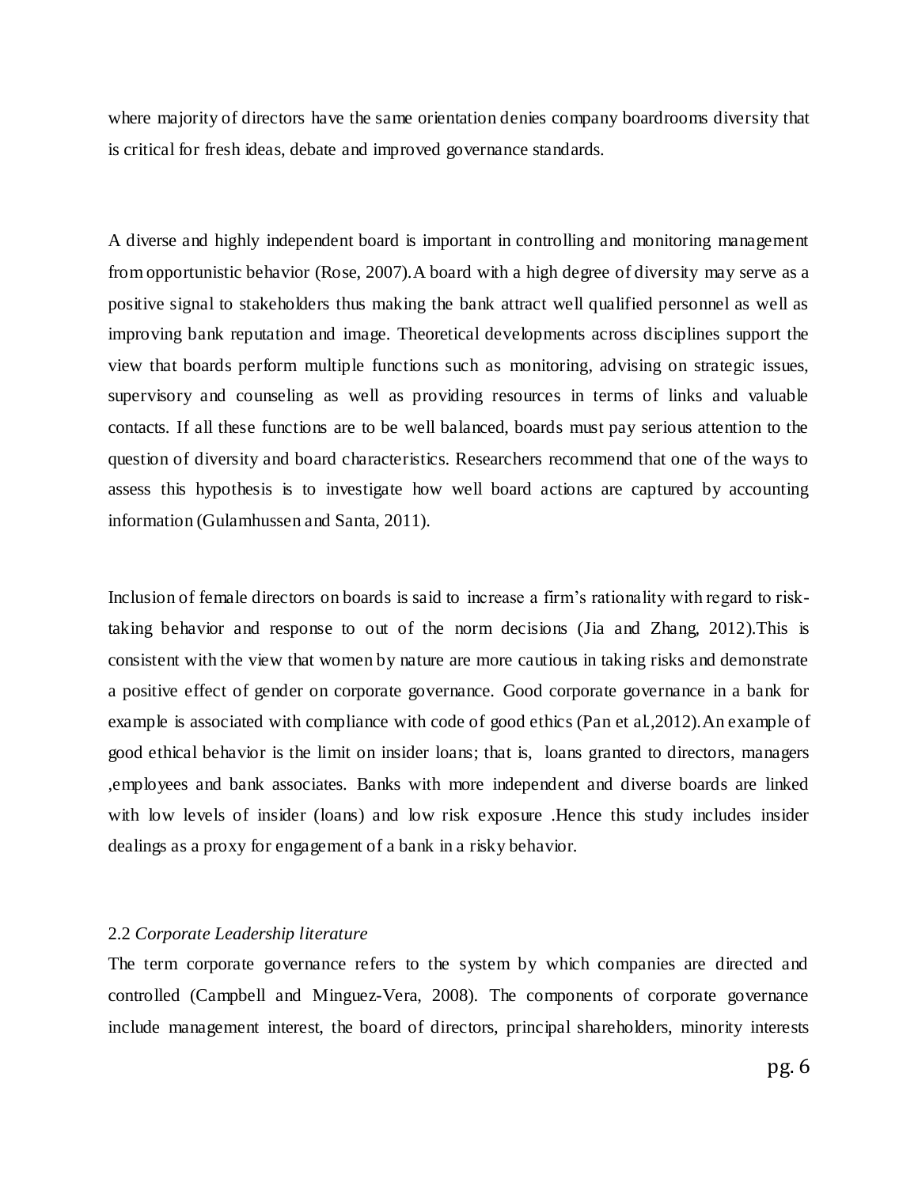where majority of directors have the same orientation denies company boardrooms diversity that is critical for fresh ideas, debate and improved governance standards.

A diverse and highly independent board is important in controlling and monitoring management from opportunistic behavior (Rose, 2007).A board with a high degree of diversity may serve as a positive signal to stakeholders thus making the bank attract well qualified personnel as well as improving bank reputation and image. Theoretical developments across disciplines support the view that boards perform multiple functions such as monitoring, advising on strategic issues, supervisory and counseling as well as providing resources in terms of links and valuable contacts. If all these functions are to be well balanced, boards must pay serious attention to the question of diversity and board characteristics. Researchers recommend that one of the ways to assess this hypothesis is to investigate how well board actions are captured by accounting information (Gulamhussen and Santa, 2011).

Inclusion of female directors on boards is said to increase a firm's rationality with regard to risk-taking behavior and response to out of the norm decisions (Jia and Zhang, 2012).This is consistent with the view that women by nature are more cautious in taking risks and demonstrate a positive effect of gender on corporate governance. Good corporate governance in a bank for example is associated with compliance with code of good ethics (Pan et al.,2012).An example of good ethical behavior is the limit on insider loans; that is, loans granted to directors, managers ,employees and bank associates. Banks with more independent and diverse boards are linked with low levels of insider (loans) and low risk exposure .Hence this study includes insider dealings as a proxy for engagement of a bank in a risky behavior.

## 2.2 *Corporate Leadership literature*

The term corporate governance refers to the system by which companies are directed and controlled (Campbell and Minguez-Vera, 2008). The components of corporate governance include management interest, the board of directors, principal shareholders, minority interests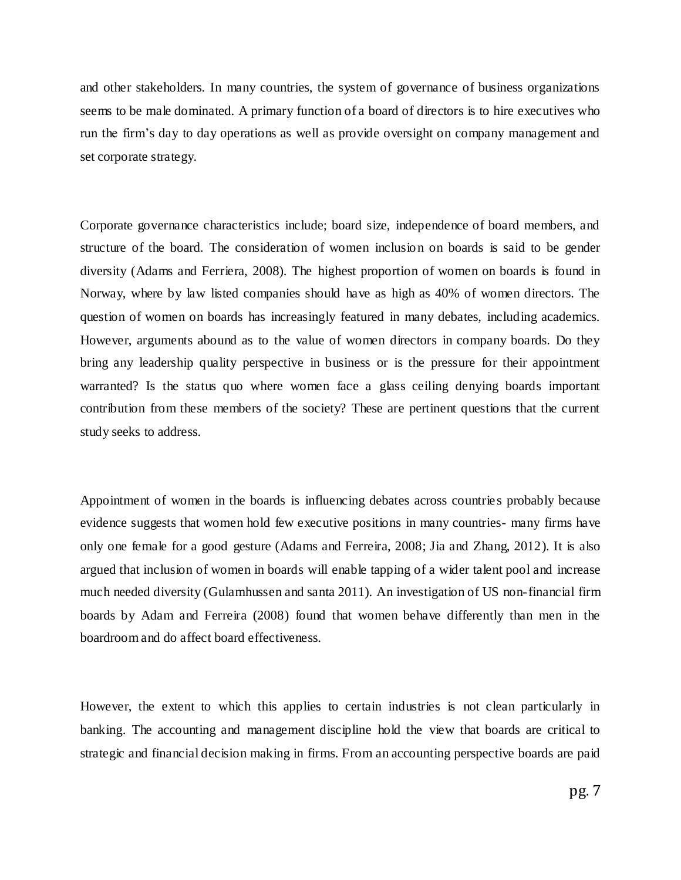and other stakeholders. In many countries, the system of governance of business organizations seems to be male dominated. A primary function of a board of directors is to hire executives who run the firm's day to day operations as well as provide oversight on company management and set corporate strategy.

Corporate governance characteristics include; board size, independence of board members, and structure of the board. The consideration of women inclusion on boards is said to be gender diversity (Adams and Ferriera, 2008). The highest proportion of women on boards is found in Norway, where by law listed companies should have as high as 40% of women directors. The question of women on boards has increasingly featured in many debates, including academics. However, arguments abound as to the value of women directors in company boards. Do they bring any leadership quality perspective in business or is the pressure for their appointment warranted? Is the status quo where women face a glass ceiling denying boards important contribution from these members of the society? These are pertinent questions that the current study seeks to address.

Appointment of women in the boards is influencing debates across countries probably because evidence suggests that women hold few executive positions in many countries- many firms have only one female for a good gesture (Adams and Ferreira, 2008; Jia and Zhang, 2012). It is also argued that inclusion of women in boards will enable tapping of a wider talent pool and increase much needed diversity (Gulamhussen and santa 2011). An investigation of US non-financial firm boards by Adam and Ferreira (2008) found that women behave differently than men in the boardroom and do affect board effectiveness.

However, the extent to which this applies to certain industries is not clean particularly in banking. The accounting and management discipline hold the view that boards are critical to strategic and financial decision making in firms. From an accounting perspective boards are paid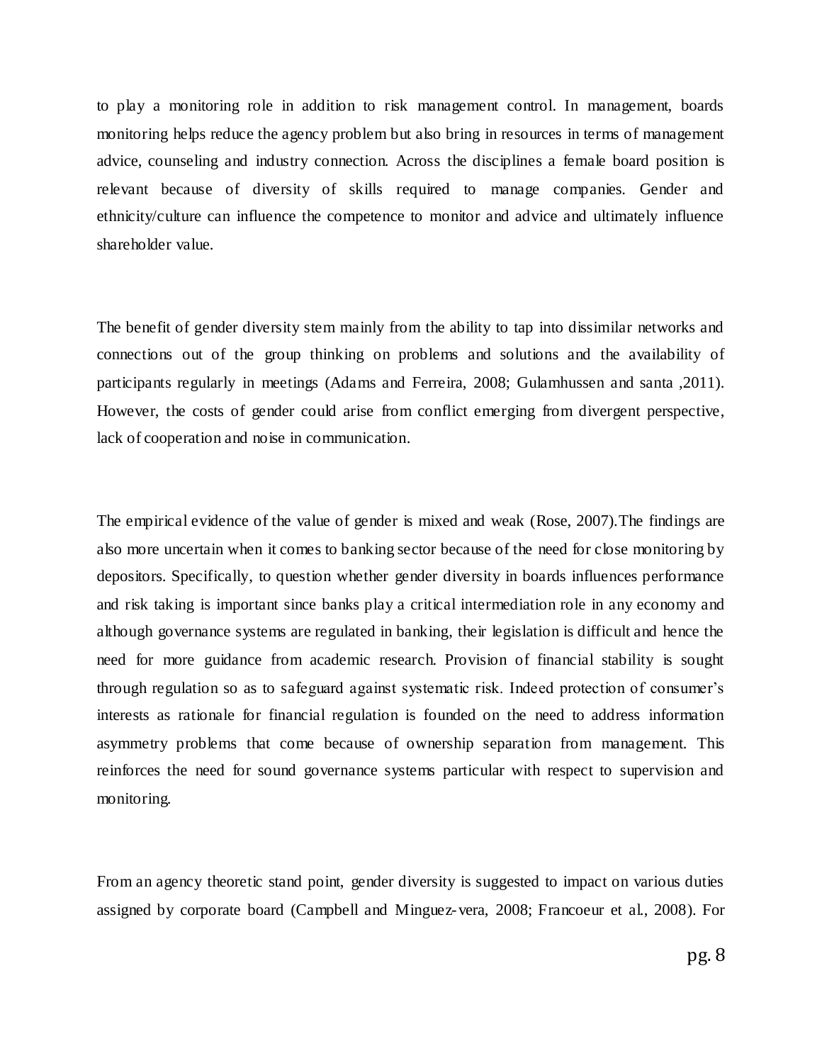to play a monitoring role in addition to risk management control. In management, boards monitoring helps reduce the agency problem but also bring in resources in terms of management advice, counseling and industry connection. Across the disciplines a female board position is relevant because of diversity of skills required to manage companies. Gender and ethnicity/culture can influence the competence to monitor and advice and ultimately influence shareholder value.

The benefit of gender diversity stem mainly from the ability to tap into dissimilar networks and connections out of the group thinking on problems and solutions and the availability of participants regularly in meetings (Adams and Ferreira, 2008; Gulamhussen and santa ,2011). However, the costs of gender could arise from conflict emerging from divergent perspective, lack of cooperation and noise in communication.

The empirical evidence of the value of gender is mixed and weak (Rose, 2007).The findings are also more uncertain when it comes to banking sector because of the need for close monitoring by depositors. Specifically, to question whether gender diversity in boards influences performance and risk taking is important since banks play a critical intermediation role in any economy and although governance systems are regulated in banking, their legislation is difficult and hence the need for more guidance from academic research. Provision of financial stability is sought through regulation so as to safeguard against systematic risk. Indeed protection of consumer's interests as rationale for financial regulation is founded on the need to address information asymmetry problems that come because of ownership separation from management. This reinforces the need for sound governance systems particular with respect to supervision and monitoring.

From an agency theoretic stand point, gender diversity is suggested to impact on various duties assigned by corporate board (Campbell and Minguez-vera, 2008; Francoeur et al., 2008). For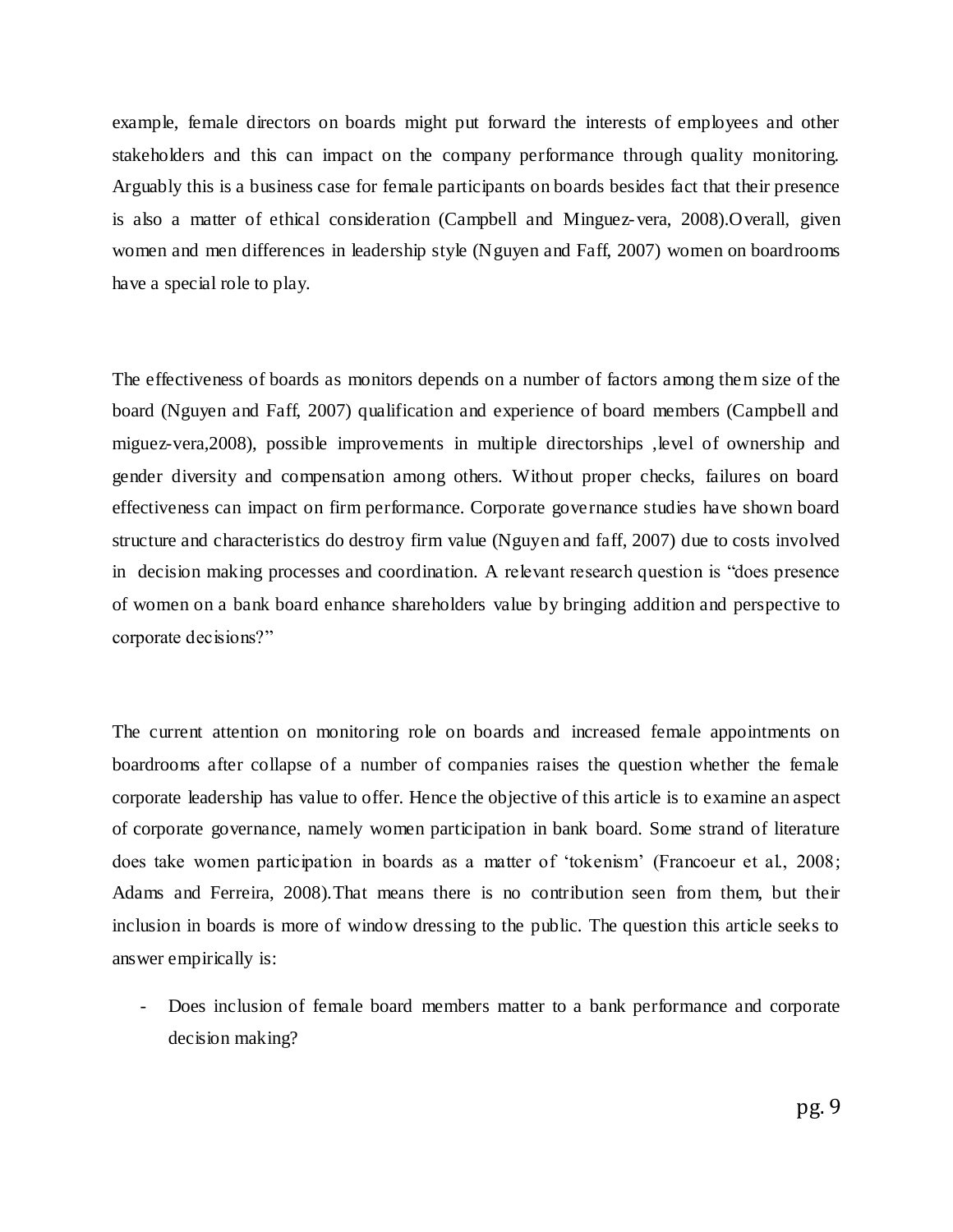example, female directors on boards might put forward the interests of employees and other stakeholders and this can impact on the company performance through quality monitoring. Arguably this is a business case for female participants on boards besides fact that their presence is also a matter of ethical consideration (Campbell and Minguez-vera, 2008).Overall, given women and men differences in leadership style (Nguyen and Faff, 2007) women on boardrooms have a special role to play.

The effectiveness of boards as monitors depends on a number of factors among them size of the board (Nguyen and Faff, 2007) qualification and experience of board members (Campbell and miguez-vera,2008), possible improvements in multiple directorships ,level of ownership and gender diversity and compensation among others. Without proper checks, failures on board effectiveness can impact on firm performance. Corporate governance studies have shown board structure and characteristics do destroy firm value (Nguyen and faff, 2007) due to costs involved in decision making processes and coordination. A relevant research question is "does presence of women on a bank board enhance shareholders value by bringing addition and perspective to corporate decisions?"

The current attention on monitoring role on boards and increased female appointments on boardrooms after collapse of a number of companies raises the question whether the female corporate leadership has value to offer. Hence the objective of this article is to examine an aspect of corporate governance, namely women participation in bank board. Some strand of literature does take women participation in boards as a matter of 'tokenism' (Francoeur et al., 2008; Adams and Ferreira, 2008).That means there is no contribution seen from them, but their inclusion in boards is more of window dressing to the public. The question this article seeks to answer empirically is:

- Does inclusion of female board members matter to a bank performance and corporate decision making?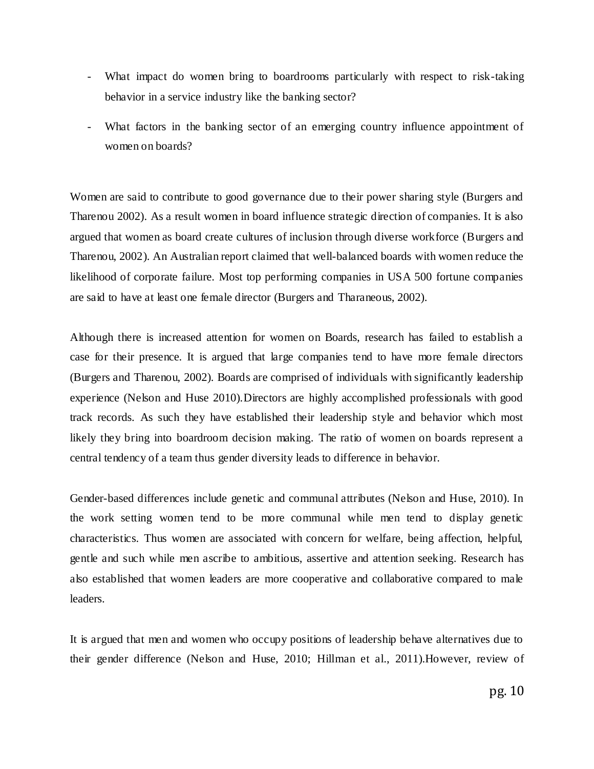- What impact do women bring to boardrooms particularly with respect to risk-taking behavior in a service industry like the banking sector?
- What factors in the banking sector of an emerging country influence appointment of women on boards?

Women are said to contribute to good governance due to their power sharing style (Burgers and Tharenou 2002). As a result women in board influence strategic direction of companies. It is also argued that women as board create cultures of inclusion through diverse workforce (Burgers and Tharenou, 2002). An Australian report claimed that well-balanced boards with women reduce the likelihood of corporate failure. Most top performing companies in USA 500 fortune companies are said to have at least one female director (Burgers and Tharaneous, 2002).

Although there is increased attention for women on Boards, research has failed to establish a case for their presence. It is argued that large companies tend to have more female directors (Burgers and Tharenou, 2002). Boards are comprised of individuals with significantly leadership experience (Nelson and Huse 2010).Directors are highly accomplished professionals with good track records. As such they have established their leadership style and behavior which most likely they bring into boardroom decision making. The ratio of women on boards represent a central tendency of a team thus gender diversity leads to difference in behavior.

Gender-based differences include genetic and communal attributes (Nelson and Huse, 2010). In the work setting women tend to be more communal while men tend to display genetic characteristics. Thus women are associated with concern for welfare, being affection, helpful, gentle and such while men ascribe to ambitious, assertive and attention seeking. Research has also established that women leaders are more cooperative and collaborative compared to male leaders.

It is argued that men and women who occupy positions of leadership behave alternatives due to their gender difference (Nelson and Huse, 2010; Hillman et al., 2011).However, review of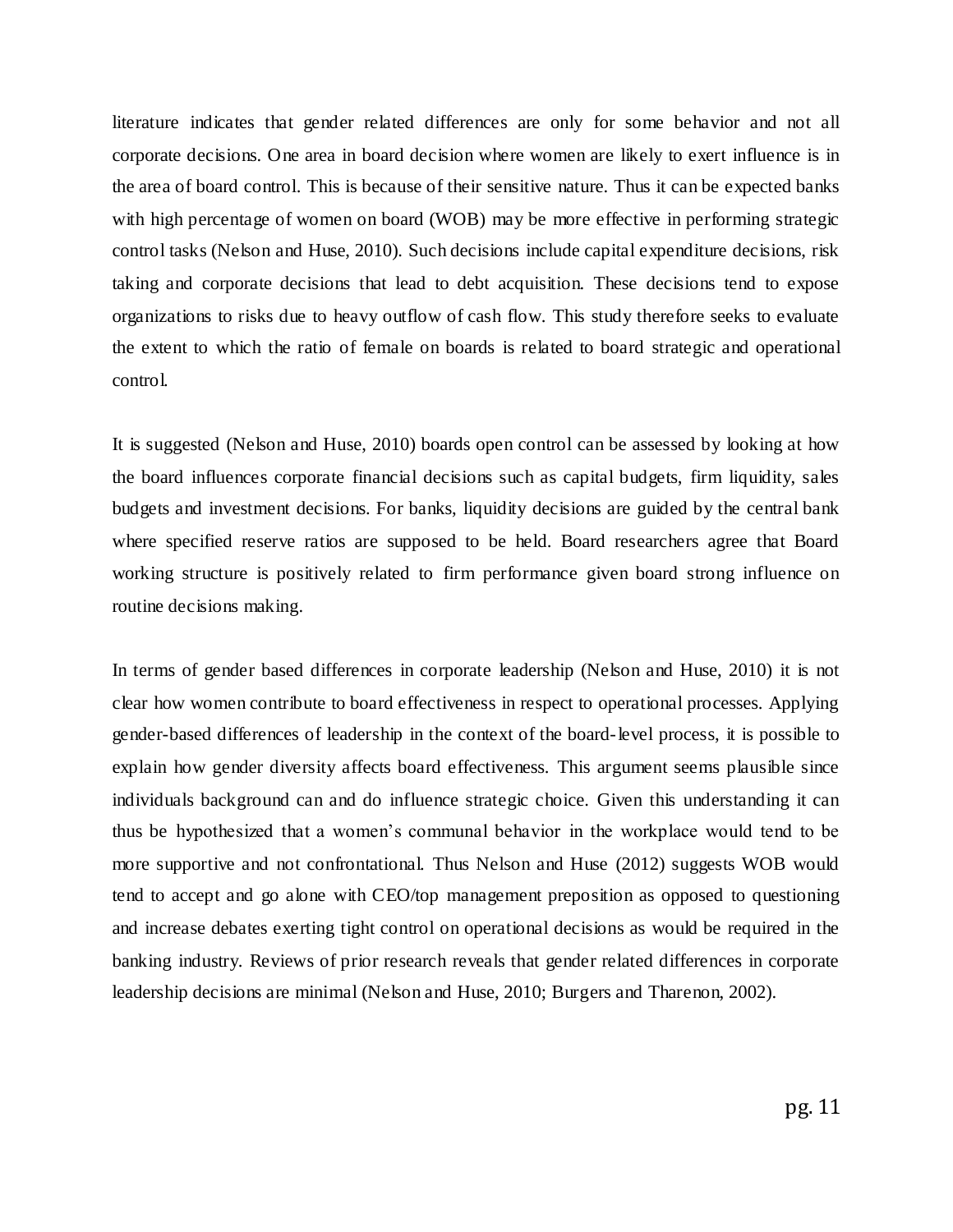literature indicates that gender related differences are only for some behavior and not all corporate decisions. One area in board decision where women are likely to exert influence is in the area of board control. This is because of their sensitive nature. Thus it can be expected banks with high percentage of women on board (WOB) may be more effective in performing strategic control tasks (Nelson and Huse, 2010). Such decisions include capital expenditure decisions, risk taking and corporate decisions that lead to debt acquisition. These decisions tend to expose organizations to risks due to heavy outflow of cash flow. This study therefore seeks to evaluate the extent to which the ratio of female on boards is related to board strategic and operational control.

It is suggested (Nelson and Huse, 2010) boards open control can be assessed by looking at how the board influences corporate financial decisions such as capital budgets, firm liquidity, sales budgets and investment decisions. For banks, liquidity decisions are guided by the central bank where specified reserve ratios are supposed to be held. Board researchers agree that Board working structure is positively related to firm performance given board strong influence on routine decisions making.

In terms of gender based differences in corporate leadership (Nelson and Huse, 2010) it is not clear how women contribute to board effectiveness in respect to operational processes. Applying gender-based differences of leadership in the context of the board-level process, it is possible to explain how gender diversity affects board effectiveness. This argument seems plausible since individuals background can and do influence strategic choice. Given this understanding it can thus be hypothesized that a women's communal behavior in the workplace would tend to be more supportive and not confrontational. Thus Nelson and Huse (2012) suggests WOB would tend to accept and go alone with CEO/top management preposition as opposed to questioning and increase debates exerting tight control on operational decisions as would be required in the banking industry. Reviews of prior research reveals that gender related differences in corporate leadership decisions are minimal (Nelson and Huse, 2010; Burgers and Tharenon, 2002).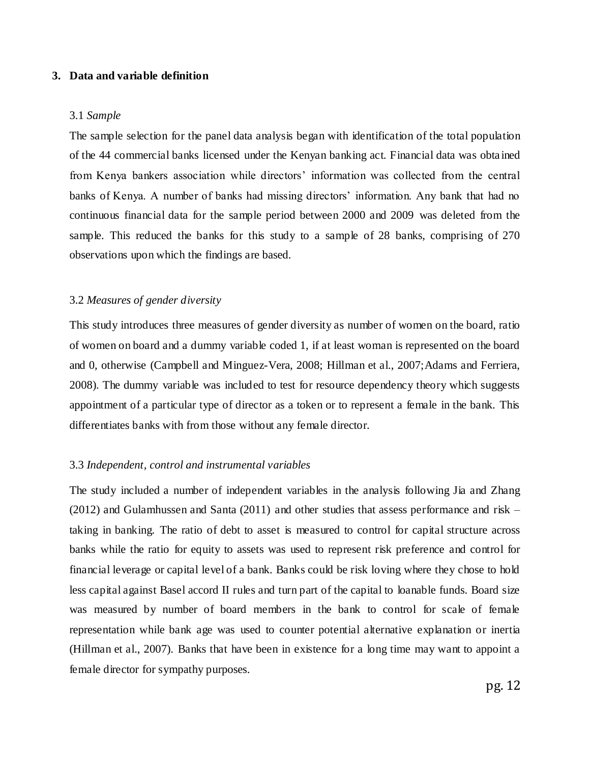## 3. Data and variable definition

### 3.1 *Sample*

The sample selection for the panel data analysis began with identification of the total population of the 44 commercial banks licensed under the Kenyan banking act. Financial data was obtained from Kenya bankers association while directors' information was collected from the central banks of Kenya. A number of banks had missing directors' information. Any bank that had no continuous financial data for the sample period between 2000 and 2009 was deleted from the sample. This reduced the banks for this study to a sample of 28 banks, comprising of 270 observations upon which the findings are based.

### 3.2 *Measures of gender diversity*

This study introduces three measures of gender diversity as number of women on the board, ratio of women on board and a dummy variable coded 1, if at least woman is represented on the board and 0, otherwise (Campbell and Minguez-Vera, 2008; Hillman et al., 2007;Adams and Ferriera, 2008). The dummy variable was included to test for resource dependency theory which suggests appointment of a particular type of director as a token or to represent a female in the bank. This differentiates banks with from those without any female director.

### 3.3 *Independent, control and instrumental variables*

The study included a number of independent variables in the analysis following Jia and Zhang (2012) and Gulamhussen and Santa (2011) and other studies that assess performance and risk – taking in banking. The ratio of debt to asset is measured to control for capital structure across banks while the ratio for equity to assets was used to represent risk preference and control for financial leverage or capital level of a bank. Banks could be risk loving where they chose to hold less capital against Basel accord II rules and turn part of the capital to loanable funds. Board size was measured by number of board members in the bank to control for scale of female representation while bank age was used to counter potential alternative explanation or inertia (Hillman et al., 2007). Banks that have been in existence for a long time may want to appoint a female director for sympathy purposes.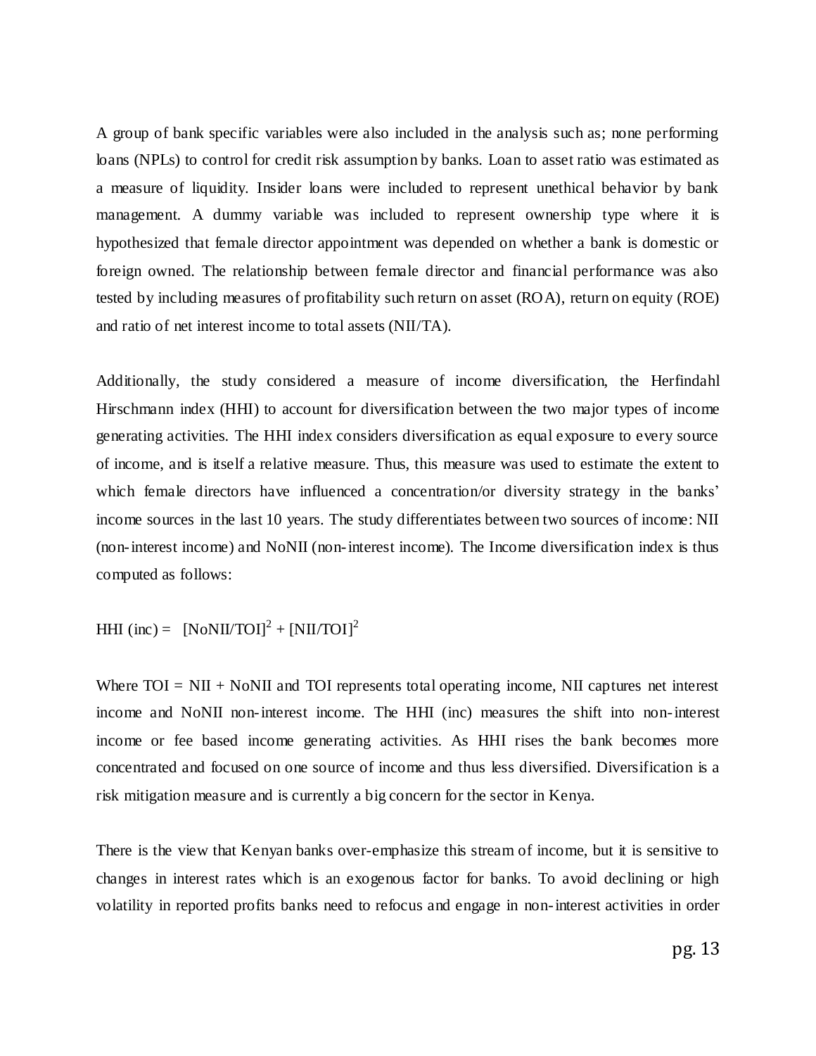A group of bank specific variables were also included in the analysis such as; none performing loans (NPLs) to control for credit risk assumption by banks. Loan to asset ratio was estimated as a measure of liquidity. Insider loans were included to represent unethical behavior by bank management. A dummy variable was included to represent ownership type where it is hypothesized that female director appointment was depended on whether a bank is domestic or foreign owned. The relationship between female director and financial performance was also tested by including measures of profitability such return on asset (ROA), return on equity (ROE) and ratio of net interest income to total assets (NII/TA).

Additionally, the study considered a measure of income diversification, the Herfindahl Hirschmann index (HHI) to account for diversification between the two major types of income generating activities. The HHI index considers diversification as equal exposure to every source of income, and is itself a relative measure. Thus, this measure was used to estimate the extent to which female directors have influenced a concentration/or diversity strategy in the banks' income sources in the last 10 years. The study differentiates between two sources of income: NII (non-interest income) and NoNII (non-interest income). The Income diversification index is thus computed as follows:

$$\text{HHI (inc)} = [\text{NoNII/TOI}]^2 + [\text{NII/TOI}]^2$$

Where TOI = NII + NoNII and TOI represents total operating income, NII captures net interest income and NoNII non-interest income. The HHI (inc) measures the shift into non-interest income or fee based income generating activities. As HHI rises the bank becomes more concentrated and focused on one source of income and thus less diversified. Diversification is a risk mitigation measure and is currently a big concern for the sector in Kenya.

There is the view that Kenyan banks over-emphasize this stream of income, but it is sensitive to changes in interest rates which is an exogenous factor for banks. To avoid declining or high volatility in reported profits banks need to refocus and engage in non-interest activities in order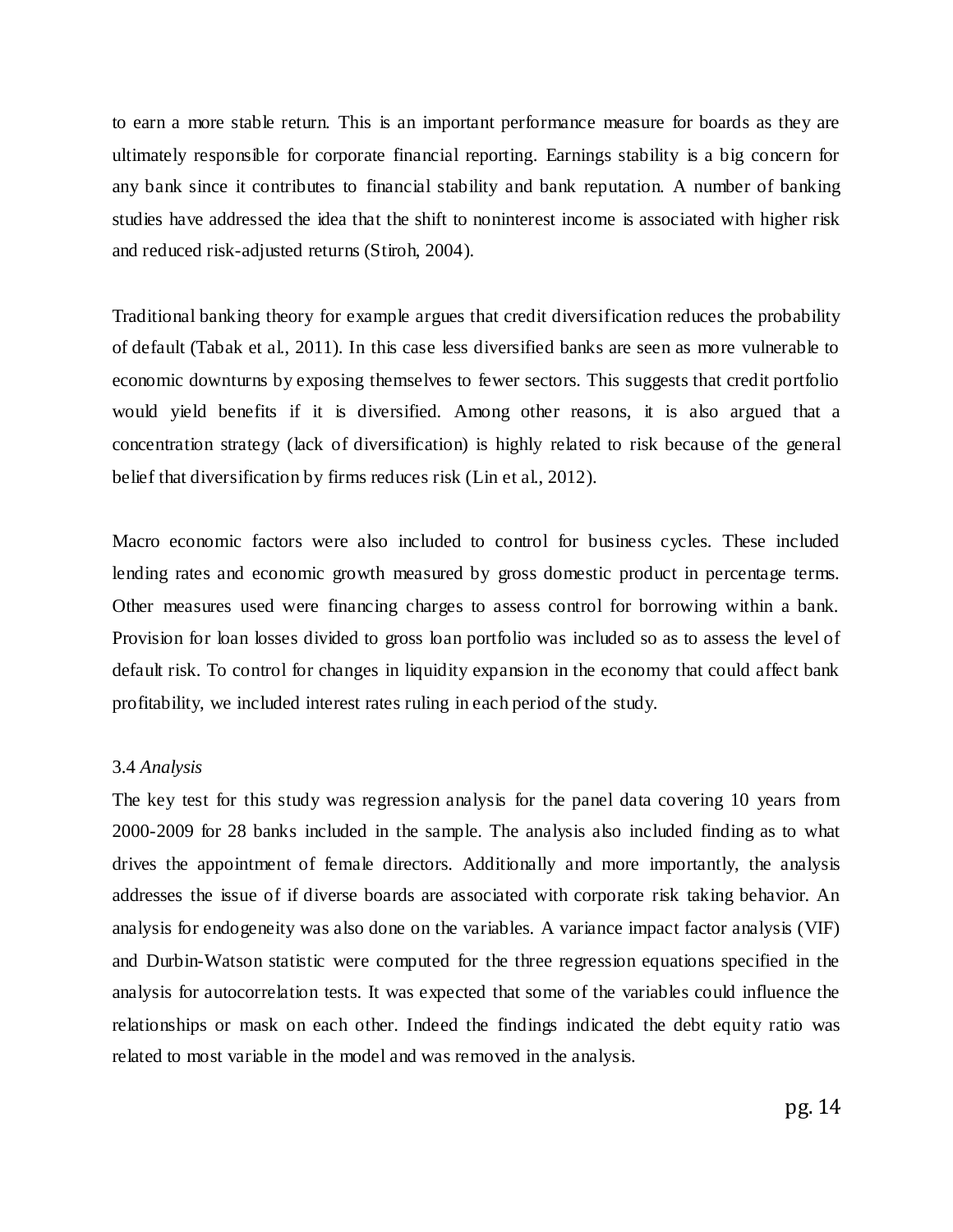to earn a more stable return. This is an important performance measure for boards as they are ultimately responsible for corporate financial reporting. Earnings stability is a big concern for any bank since it contributes to financial stability and bank reputation. A number of banking studies have addressed the idea that the shift to noninterest income is associated with higher risk and reduced risk-adjusted returns (Stiroh, 2004).

Traditional banking theory for example argues that credit diversification reduces the probability of default (Tabak et al., 2011). In this case less diversified banks are seen as more vulnerable to economic downturns by exposing themselves to fewer sectors. This suggests that credit portfolio would yield benefits if it is diversified. Among other reasons, it is also argued that a concentration strategy (lack of diversification) is highly related to risk because of the general belief that diversification by firms reduces risk (Lin et al., 2012).

Macro economic factors were also included to control for business cycles. These included lending rates and economic growth measured by gross domestic product in percentage terms. Other measures used were financing charges to assess control for borrowing within a bank. Provision for loan losses divided to gross loan portfolio was included so as to assess the level of default risk. To control for changes in liquidity expansion in the economy that could affect bank profitability, we included interest rates ruling in each period of the study.

### 3.4 *Analysis*

The key test for this study was regression analysis for the panel data covering 10 years from 2000-2009 for 28 banks included in the sample. The analysis also included finding as to what drives the appointment of female directors. Additionally and more importantly, the analysis addresses the issue of if diverse boards are associated with corporate risk taking behavior. An analysis for endogeneity was also done on the variables. A variance impact factor analysis (VIF) and Durbin-Watson statistic were computed for the three regression equations specified in the analysis for autocorrelation tests. It was expected that some of the variables could influence the relationships or mask on each other. Indeed the findings indicated the debt equity ratio was related to most variable in the model and was removed in the analysis.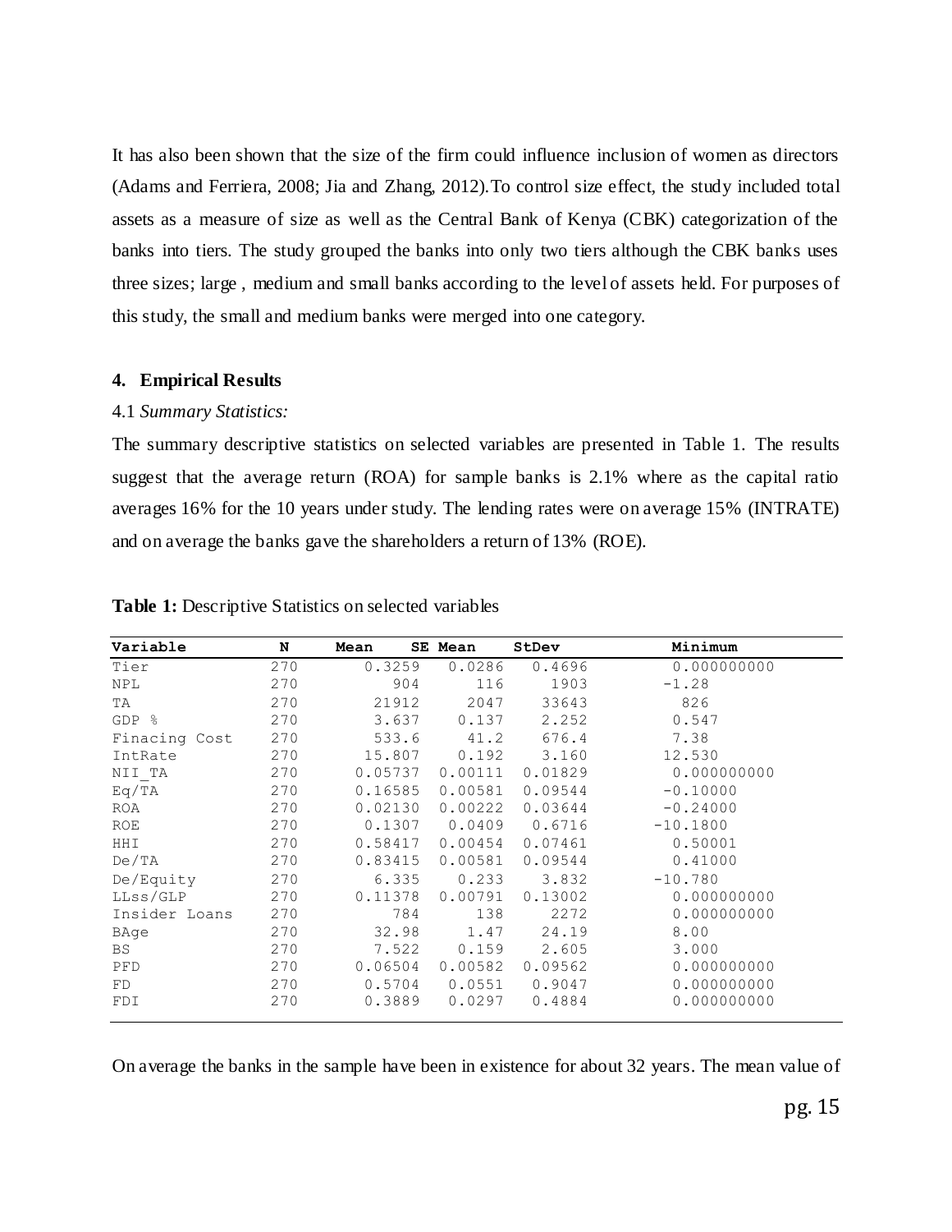It has also been shown that the size of the firm could influence inclusion of women as directors (Adams and Ferriera, 2008; Jia and Zhang, 2012).To control size effect, the study included total assets as a measure of size as well as the Central Bank of Kenya (CBK) categorization of the banks into tiers. The study grouped the banks into only two tiers although the CBK banks uses three sizes; large , medium and small banks according to the level of assets held. For purposes of this study, the small and medium banks were merged into one category.

## 4. Empirical Results

### 4.1 *Summary Statistics:*

The summary descriptive statistics on selected variables are presented in Table 1. The results suggest that the average return (ROA) for sample banks is 2.1% where as the capital ratio averages 16% for the 10 years under study. The lending rates were on average 15% (INTRATE) and on average the banks gave the shareholders a return of 13% (ROE).

**Table 1:** Descriptive Statistics on selected variables

| Variable | N | Mean | SE Mean | StDev | Minimum |
|---|---|---|---|---|---|
| Tier | 270 | 0.3259 | 0.0286 | 0.4696 | 0.000000000 |
| NPL | 270 | 904 | 116 | 1903 | -1.28 |
| TA | 270 | 21912 | 2047 | 33643 | 826 |
| GDP % | 270 | 3.637 | 0.137 | 2.252 | 0.547 |
| Finacing Cost | 270 | 533.6 | 41.2 | 676.4 | 7.38 |
| IntRate | 270 | 15.807 | 0.192 | 3.160 | 12.530 |
| NII_TA | 270 | 0.05737 | 0.00111 | 0.01829 | 0.000000000 |
| Eq/TA | 270 | 0.16585 | 0.00581 | 0.09544 | -0.10000 |
| ROA | 270 | 0.02130 | 0.00222 | 0.03644 | -0.24000 |
| ROE | 270 | 0.1307 | 0.0409 | 0.6716 | -10.1800 |
| HHI | 270 | 0.58417 | 0.00454 | 0.07461 | 0.50001 |
| De/TA | 270 | 0.83415 | 0.00581 | 0.09544 | 0.41000 |
| De/Equity | 270 | 6.335 | 0.233 | 3.832 | -10.780 |
| LLss/GLP | 270 | 0.11378 | 0.00791 | 0.13002 | 0.000000000 |
| Insider Loans | 270 | 784 | 138 | 2272 | 0.000000000 |
| BAge | 270 | 32.98 | 1.47 | 24.19 | 8.00 |
| BS | 270 | 7.522 | 0.159 | 2.605 | 3.000 |
| PFD | 270 | 0.06504 | 0.00582 | 0.09562 | 0.000000000 |
| FD | 270 | 0.5704 | 0.0551 | 0.9047 | 0.000000000 |
| FDI | 270 | 0.3889 | 0.0297 | 0.4884 | 0.000000000 |

On average the banks in the sample have been in existence for about 32 years. The mean value of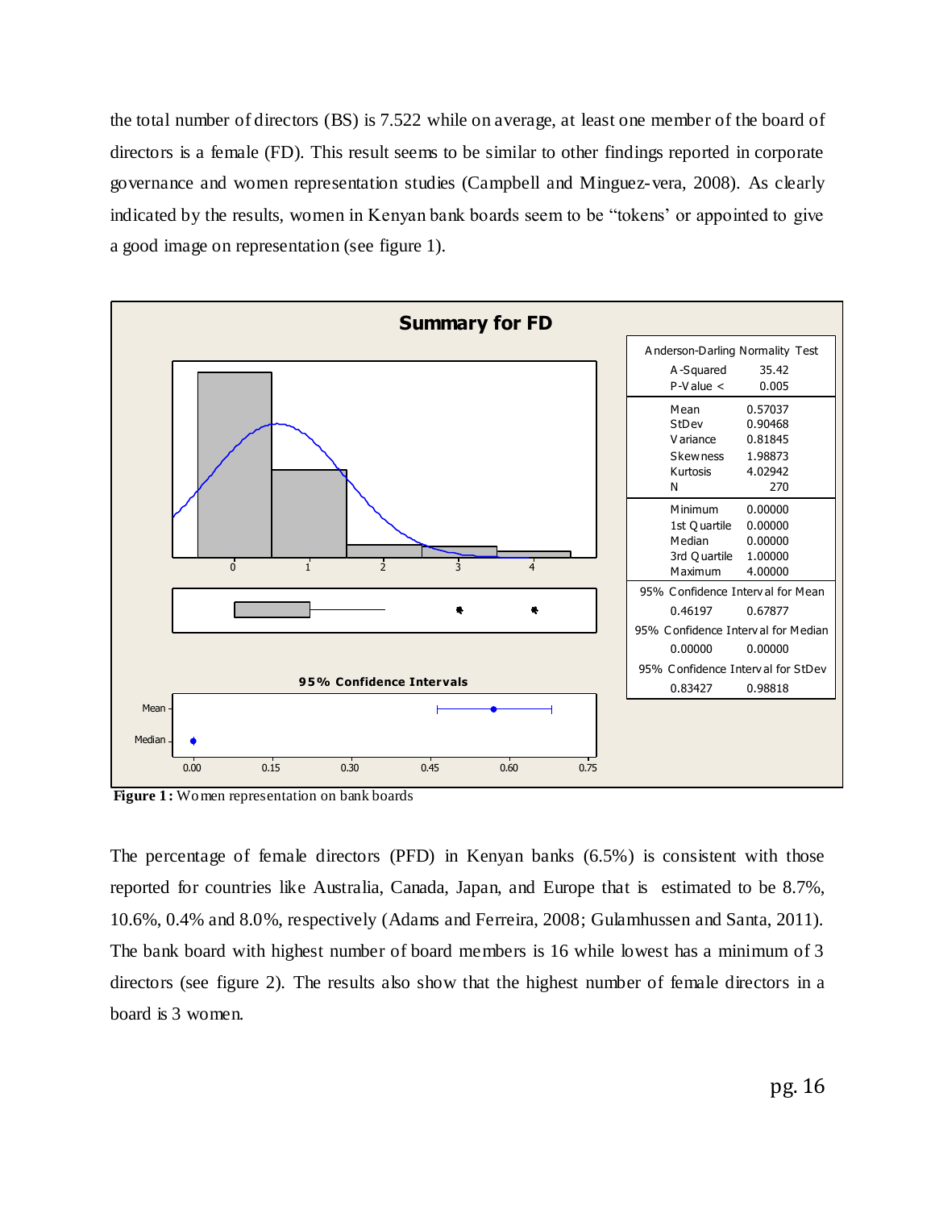the total number of directors (BS) is 7.522 while on average, at least one member of the board of directors is a female (FD). This result seems to be similar to other findings reported in corporate governance and women representation studies (Campbell and Minguez-vera, 2008). As clearly indicated by the results, women in Kenyan bank boards seem to be "tokens' or appointed to give a good image on representation (see figure 1).

Summary for FD

Anderson-Darling Normality Test
A-Squared 35.42
P-Value < 0.005

Mean 0.57037
StDev 0.90468
Variance 0.81845
Skewness 1.98873
Kurtosis 4.02942
N 270

Minimum 0.00000
1st Quartile 0.00000
Median 0.00000
3rd Quartile 1.00000
Maximum 4.00000

95% Confidence Interval for Mean
0.46197 0.67877

95% Confidence Interval for Median
0.00000 0.00000

95% Confidence Interval for StDev
0.83427 0.98818

0 1 2 3 4

95% Confidence Intervals

Mean
Median

0.00 0.15 0.30 0.45 0.60 0.75

**Figure 1 :** Women representation on bank boards

The percentage of female directors (PFD) in Kenyan banks (6.5%) is consistent with those reported for countries like Australia, Canada, Japan, and Europe that is estimated to be 8.7%, 10.6%, 0.4% and 8.0%, respectively (Adams and Ferreira, 2008; Gulamhussen and Santa, 2011). The bank board with highest number of board members is 16 while lowest has a minimum of 3 directors (see figure 2). The results also show that the highest number of female directors in a board is 3 women.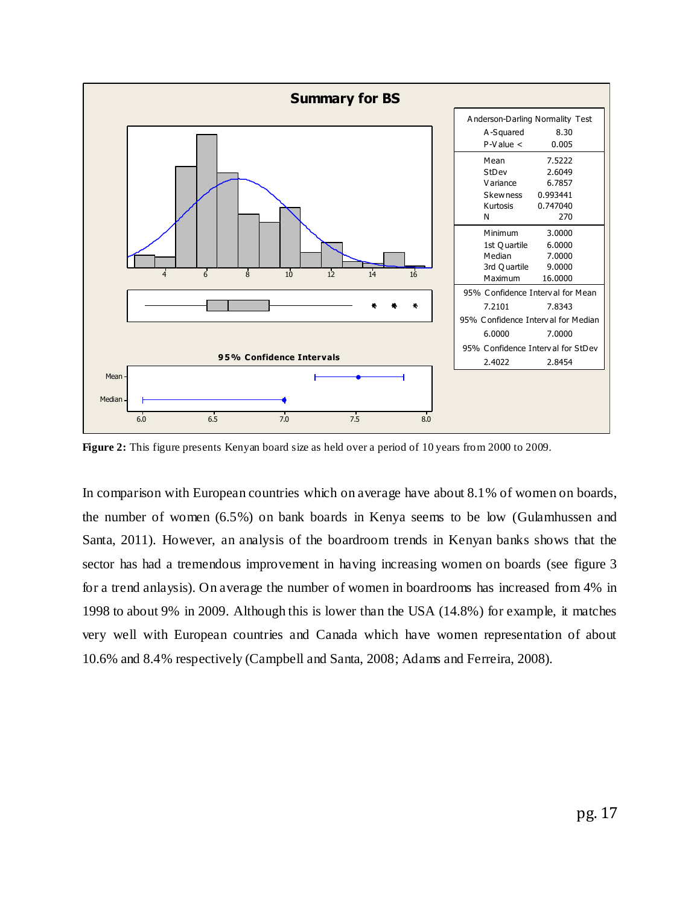Summary for BS

Anderson-Darling Normality Test
A-Squared 8.30
P-Value < 0.005

Mean 7.5222
StDev 2.6049
Variance 6.7857
Skewness 0.993441
Kurtosis 0.747040
N 270

Minimum 3.0000
1st Quartile 6.0000
Median 7.0000
3rd Quartile 9.0000
Maximum 16.0000

95% Confidence Interval for Mean
7.2101 7.8343
95% Confidence Interval for Median
6.0000 7.0000
95% Confidence Interval for StDev
2.4022 2.8454

4 6 8 10 12 14 16

95% Confidence Intervals

Mean
Median

6.0 6.5 7.0 7.5 8.0

**Figure 2:** This figure presents Kenyan board size as held over a period of 10 years from 2000 to 2009.

In comparison with European countries which on average have about 8.1% of women on boards, the number of women (6.5%) on bank boards in Kenya seems to be low (Gulamhussen and Santa, 2011). However, an analysis of the boardroom trends in Kenyan banks shows that the sector has had a tremendous improvement in having increasing women on boards (see figure 3 for a trend anlaysis). On average the number of women in boardrooms has increased from 4% in 1998 to about 9% in 2009. Although this is lower than the USA (14.8%) for example, it matches very well with European countries and Canada which have women representation of about 10.6% and 8.4% respectively (Campbell and Santa, 2008; Adams and Ferreira, 2008).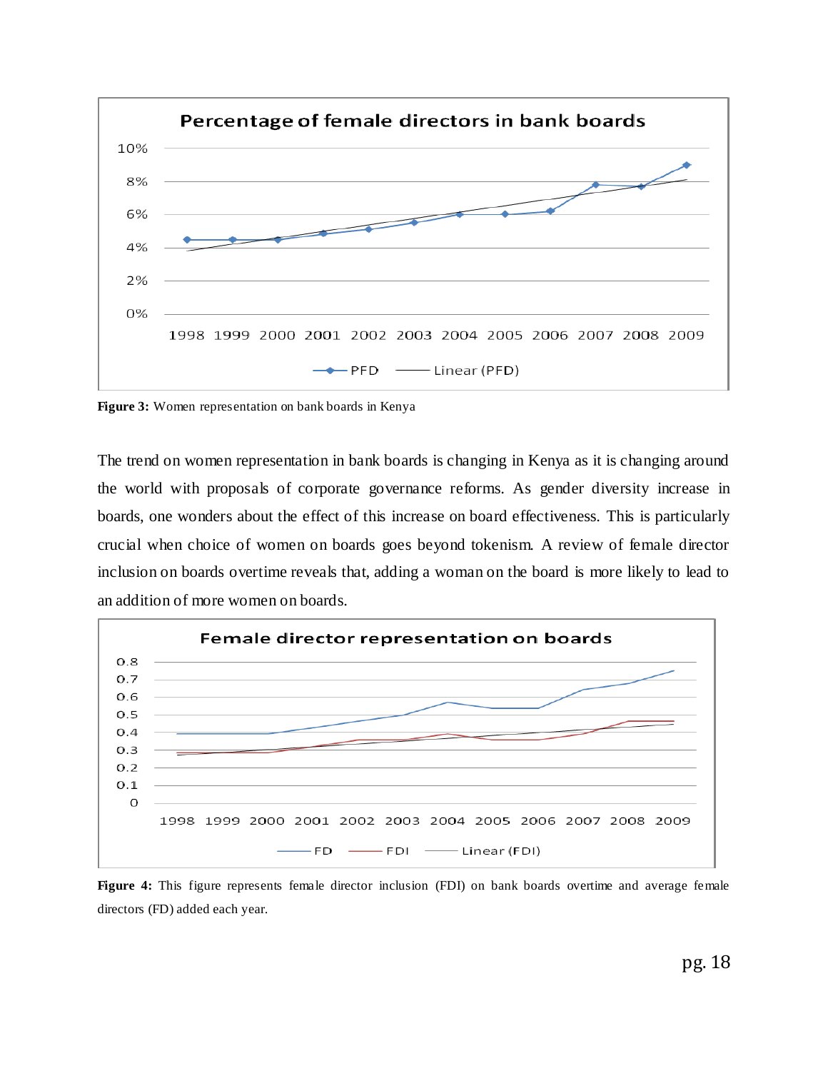Percentage of female directors in bank boards

10%
8%
6%
4%
2%
0%

1998 1999 2000 2001 2002 2003 2004 2005 2006 2007 2008 2009

PFD — Linear (PFD)

**Figure 3:** Women representation on bank boards in Kenya

The trend on women representation in bank boards is changing in Kenya as it is changing around the world with proposals of corporate governance reforms. As gender diversity increase in boards, one wonders about the effect of this increase on board effectiveness. This is particularly crucial when choice of women on boards goes beyond tokenism. A review of female director inclusion on boards overtime reveals that, adding a woman on the board is more likely to lead to an addition of more women on boards.

Female director representation on boards

0.8
0.7
0.6
0.5
0.4
0.3
0.2
0.1
0

1998 1999 2000 2001 2002 2003 2004 2005 2006 2007 2008 2009

FD FDI Linear (FDI)

**Figure 4:** This figure represents female director inclusion (FDI) on bank boards overtime and average female directors (FD) added each year.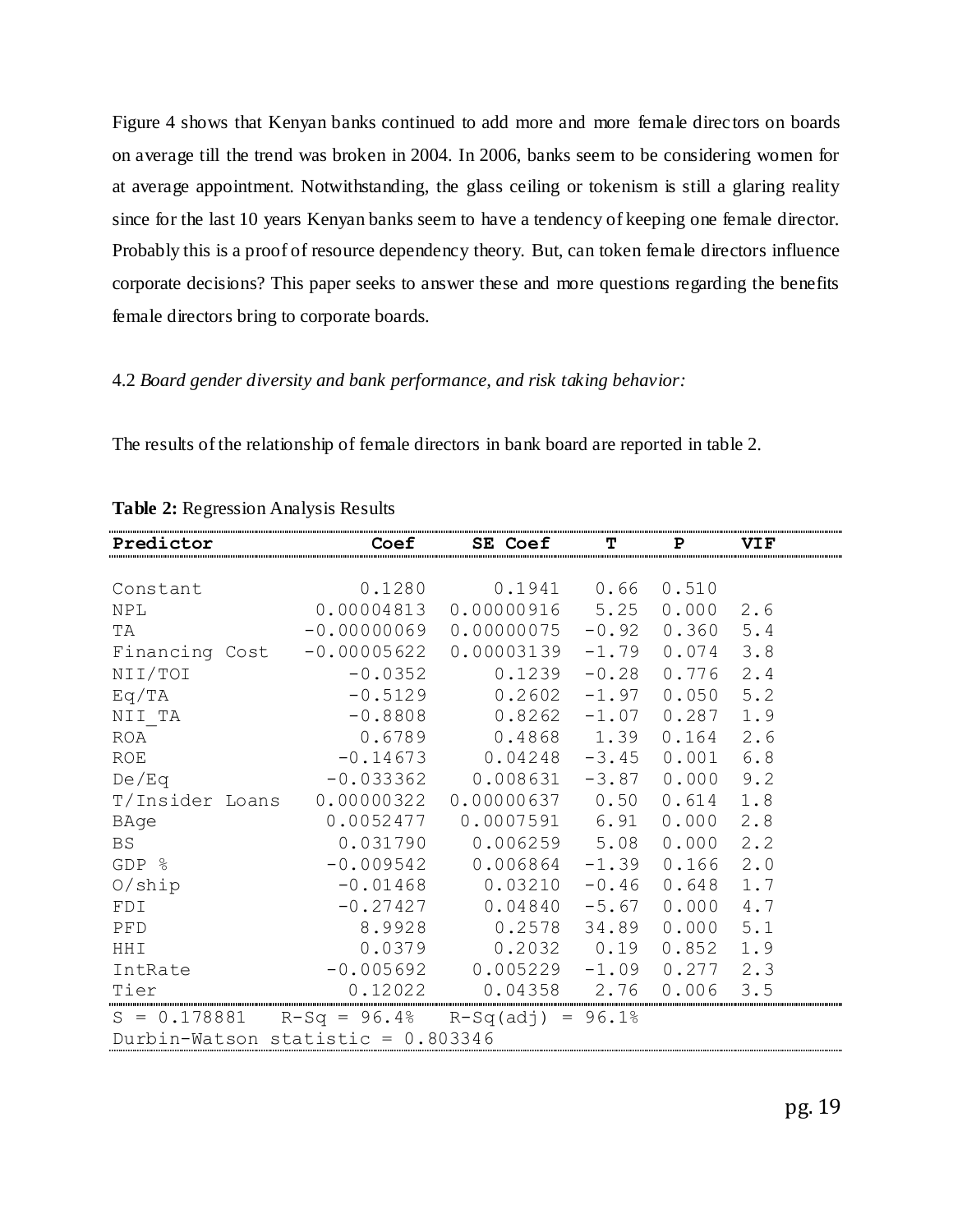Figure 4 shows that Kenyan banks continued to add more and more female directors on boards on average till the trend was broken in 2004. In 2006, banks seem to be considering women for at average appointment. Notwithstanding, the glass ceiling or tokenism is still a glaring reality since for the last 10 years Kenyan banks seem to have a tendency of keeping one female director. Probably this is a proof of resource dependency theory. But, can token female directors influence corporate decisions? This paper seeks to answer these and more questions regarding the benefits female directors bring to corporate boards.

4.2 *Board gender diversity and bank performance, and risk taking behavior:*

The results of the relationship of female directors in bank board are reported in table 2.

**Table 2:** Regression Analysis Results

| Predictor | Coef | SE Coef | T | P | VIF |
|---|---|---|---|---|---|
| Constant | 0.1280 | 0.1941 | 0.66 | 0.510 | |
| NPL | 0.00004813 | 0.00000916 | 5.25 | 0.000 | 2.6 |
| TA | -0.00000069 | 0.00000075 | -0.92 | 0.360 | 5.4 |
| Financing Cost | -0.00005622 | 0.00003139 | -1.79 | 0.074 | 3.8 |
| NII/TOI | -0.0352 | 0.1239 | -0.28 | 0.776 | 2.4 |
| Eq/TA | -0.5129 | 0.2602 | -1.97 | 0.050 | 5.2 |
| NII_TA | -0.8808 | 0.8262 | -1.07 | 0.287 | 1.9 |
| ROA | 0.6789 | 0.4868 | 1.39 | 0.164 | 2.6 |
| ROE | -0.14673 | 0.04248 | -3.45 | 0.001 | 6.8 |
| De/Eq | -0.033362 | 0.008631 | -3.87 | 0.000 | 9.2 |
| T/Insider Loans | 0.00000322 | 0.00000637 | 0.50 | 0.614 | 1.8 |
| BAge | 0.0052477 | 0.0007591 | 6.91 | 0.000 | 2.8 |
| BS | 0.031790 | 0.006259 | 5.08 | 0.000 | 2.2 |
| GDP % | -0.009542 | 0.006864 | -1.39 | 0.166 | 2.0 |
| O/ship | -0.01468 | 0.03210 | -0.46 | 0.648 | 1.7 |
| FDI | -0.27427 | 0.04840 | -5.67 | 0.000 | 4.7 |
| PFD | 8.9928 | 0.2578 | 34.89 | 0.000 | 5.1 |
| HHI | 0.0379 | 0.2032 | 0.19 | 0.852 | 1.9 |
| IntRate | -0.005692 | 0.005229 | -1.09 | 0.277 | 2.3 |
| Tier | 0.12022 | 0.04358 | 2.76 | 0.006 | 3.5 |

S = 0.178881   R-Sq = 96.4%   R-Sq(adj) = 96.1%

Durbin-Watson statistic = 0.803346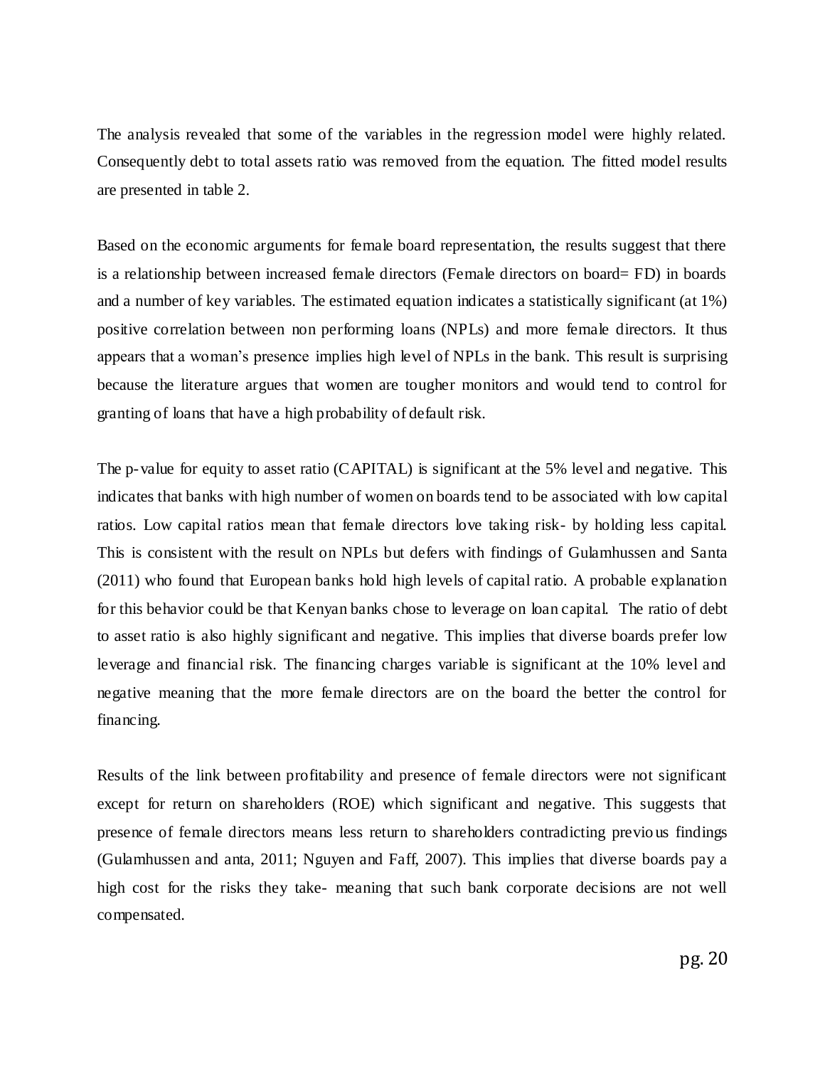The analysis revealed that some of the variables in the regression model were highly related. Consequently debt to total assets ratio was removed from the equation. The fitted model results are presented in table 2.

Based on the economic arguments for female board representation, the results suggest that there is a relationship between increased female directors (Female directors on board= FD) in boards and a number of key variables. The estimated equation indicates a statistically significant (at 1%) positive correlation between non performing loans (NPLs) and more female directors. It thus appears that a woman's presence implies high level of NPLs in the bank. This result is surprising because the literature argues that women are tougher monitors and would tend to control for granting of loans that have a high probability of default risk.

The p-value for equity to asset ratio (CAPITAL) is significant at the 5% level and negative. This indicates that banks with high number of women on boards tend to be associated with low capital ratios. Low capital ratios mean that female directors love taking risk- by holding less capital. This is consistent with the result on NPLs but defers with findings of Gulamhussen and Santa (2011) who found that European banks hold high levels of capital ratio. A probable explanation for this behavior could be that Kenyan banks chose to leverage on loan capital. The ratio of debt to asset ratio is also highly significant and negative. This implies that diverse boards prefer low leverage and financial risk. The financing charges variable is significant at the 10% level and negative meaning that the more female directors are on the board the better the control for financing.

Results of the link between profitability and presence of female directors were not significant except for return on shareholders (ROE) which significant and negative. This suggests that presence of female directors means less return to shareholders contradicting previous findings (Gulamhussen and anta, 2011; Nguyen and Faff, 2007). This implies that diverse boards pay a high cost for the risks they take- meaning that such bank corporate decisions are not well compensated.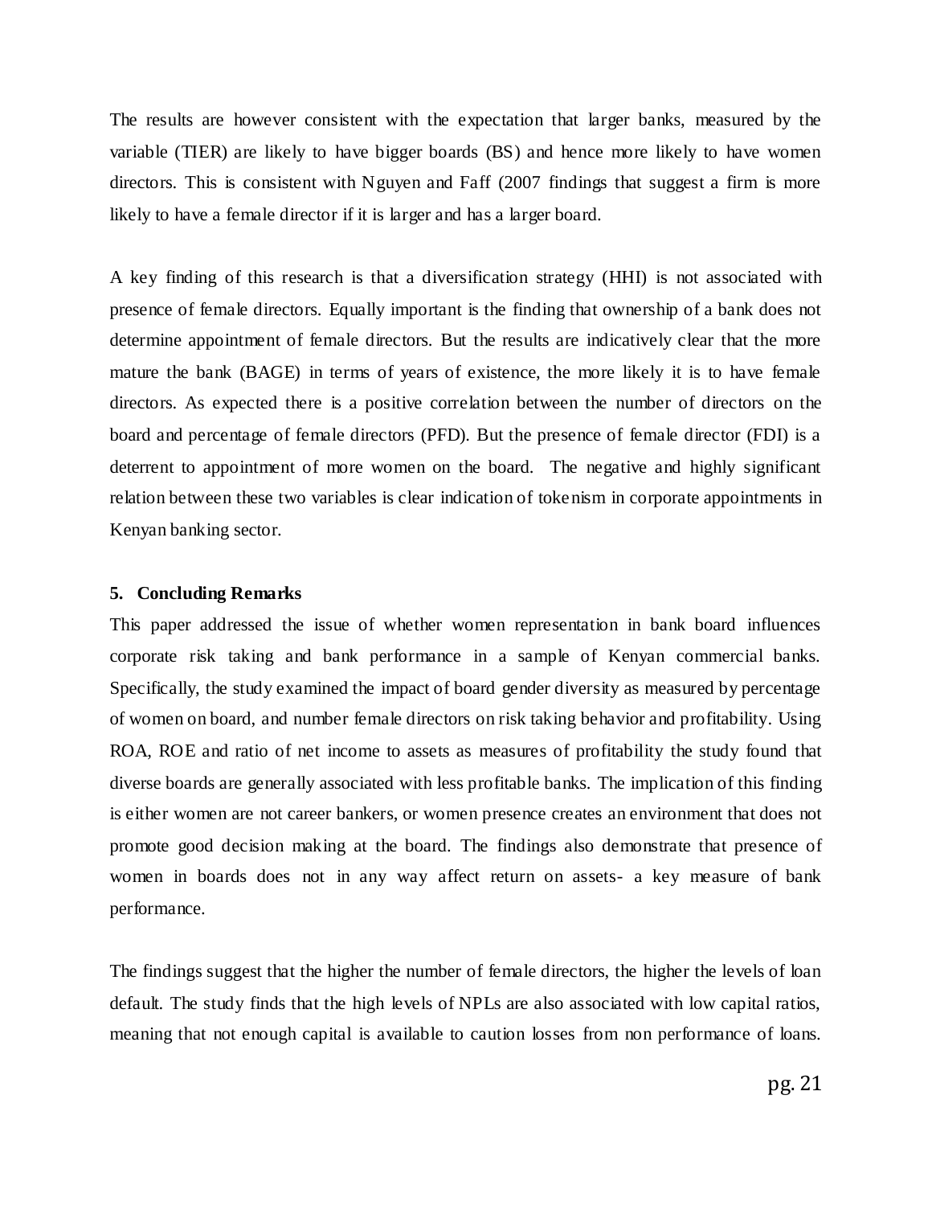The results are however consistent with the expectation that larger banks, measured by the variable (TIER) are likely to have bigger boards (BS) and hence more likely to have women directors. This is consistent with Nguyen and Faff (2007 findings that suggest a firm is more likely to have a female director if it is larger and has a larger board.

A key finding of this research is that a diversification strategy (HHI) is not associated with presence of female directors. Equally important is the finding that ownership of a bank does not determine appointment of female directors. But the results are indicatively clear that the more mature the bank (BAGE) in terms of years of existence, the more likely it is to have female directors. As expected there is a positive correlation between the number of directors on the board and percentage of female directors (PFD). But the presence of female director (FDI) is a deterrent to appointment of more women on the board. The negative and highly significant relation between these two variables is clear indication of tokenism in corporate appointments in Kenyan banking sector.

## 5. Concluding Remarks

This paper addressed the issue of whether women representation in bank board influences corporate risk taking and bank performance in a sample of Kenyan commercial banks. Specifically, the study examined the impact of board gender diversity as measured by percentage of women on board, and number female directors on risk taking behavior and profitability. Using ROA, ROE and ratio of net income to assets as measures of profitability the study found that diverse boards are generally associated with less profitable banks. The implication of this finding is either women are not career bankers, or women presence creates an environment that does not promote good decision making at the board. The findings also demonstrate that presence of women in boards does not in any way affect return on assets- a key measure of bank performance.

The findings suggest that the higher the number of female directors, the higher the levels of loan default. The study finds that the high levels of NPLs are also associated with low capital ratios, meaning that not enough capital is available to caution losses from non performance of loans.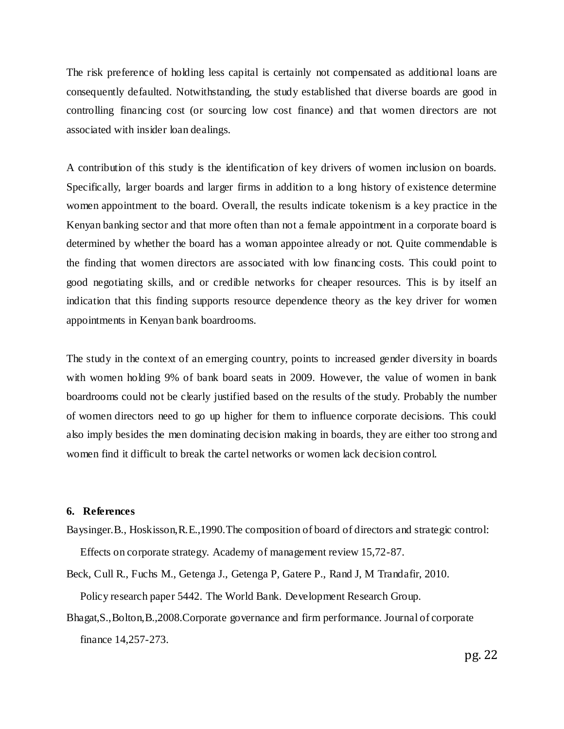The risk preference of holding less capital is certainly not compensated as additional loans are consequently defaulted. Notwithstanding, the study established that diverse boards are good in controlling financing cost (or sourcing low cost finance) and that women directors are not associated with insider loan dealings.

A contribution of this study is the identification of key drivers of women inclusion on boards. Specifically, larger boards and larger firms in addition to a long history of existence determine women appointment to the board. Overall, the results indicate tokenism is a key practice in the Kenyan banking sector and that more often than not a female appointment in a corporate board is determined by whether the board has a woman appointee already or not. Quite commendable is the finding that women directors are associated with low financing costs. This could point to good negotiating skills, and or credible networks for cheaper resources. This is by itself an indication that this finding supports resource dependence theory as the key driver for women appointments in Kenyan bank boardrooms.

The study in the context of an emerging country, points to increased gender diversity in boards with women holding 9% of bank board seats in 2009. However, the value of women in bank boardrooms could not be clearly justified based on the results of the study. Probably the number of women directors need to go up higher for them to influence corporate decisions. This could also imply besides the men dominating decision making in boards, they are either too strong and women find it difficult to break the cartel networks or women lack decision control.

## 6. References

Baysinger.B., Hoskisson,R.E.,1990.The composition of board of directors and strategic control: Effects on corporate strategy. Academy of management review 15,72-87.

Beck, Cull R., Fuchs M., Getenga J., Getenga P, Gatere P., Rand J, M Trandafir, 2010. Policy research paper 5442. The World Bank. Development Research Group.

Bhagat,S.,Bolton,B.,2008.Corporate governance and firm performance. Journal of corporate finance 14,257-273.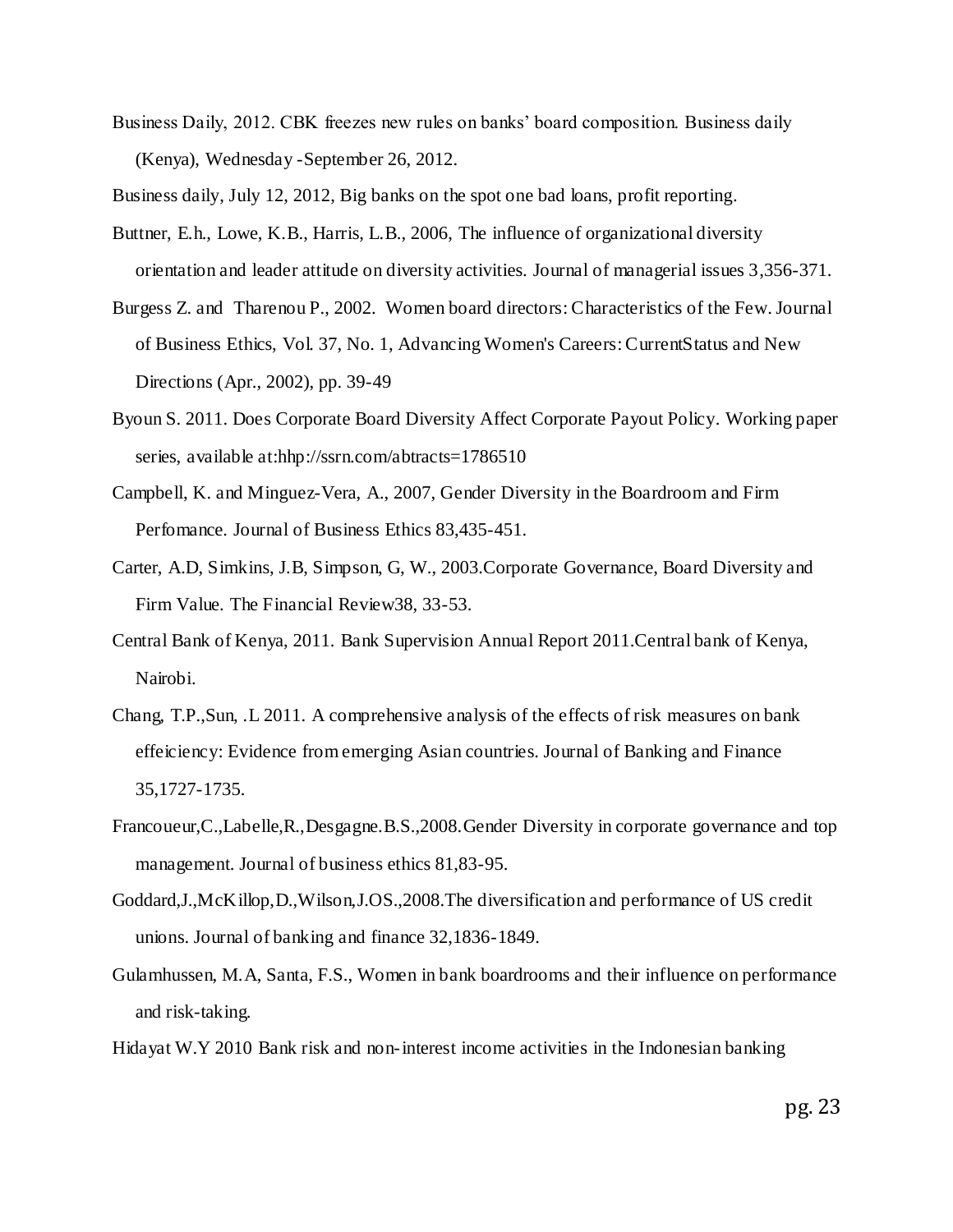Business Daily, 2012. CBK freezes new rules on banks' board composition. Business daily (Kenya), Wednesday -September 26, 2012.

Business daily, July 12, 2012, Big banks on the spot one bad loans, profit reporting.

Buttner, E.h., Lowe, K.B., Harris, L.B., 2006, The influence of organizational diversity orientation and leader attitude on diversity activities. Journal of managerial issues 3,356-371.

Burgess Z. and Tharenou P., 2002. Women board directors: Characteristics of the Few. Journal of Business Ethics, Vol. 37, No. 1, Advancing Women's Careers: CurrentStatus and New Directions (Apr., 2002), pp. 39-49

Byoun S. 2011. Does Corporate Board Diversity Affect Corporate Payout Policy. Working paper series, available at:hhp://ssrn.com/abtracts=1786510

Campbell, K. and Minguez-Vera, A., 2007, Gender Diversity in the Boardroom and Firm Perfomance. Journal of Business Ethics 83,435-451.

Carter, A.D, Simkins, J.B, Simpson, G, W., 2003.Corporate Governance, Board Diversity and Firm Value. The Financial Review38, 33-53.

Central Bank of Kenya, 2011. Bank Supervision Annual Report 2011.Central bank of Kenya, Nairobi.

Chang, T.P.,Sun, .L 2011. A comprehensive analysis of the effects of risk measures on bank effeiciency: Evidence from emerging Asian countries. Journal of Banking and Finance 35,1727-1735.

Francoueur,C.,Labelle,R.,Desgagne.B.S.,2008.Gender Diversity in corporate governance and top management. Journal of business ethics 81,83-95.

Goddard,J.,McKillop,D.,Wilson,J.OS.,2008.The diversification and performance of US credit unions. Journal of banking and finance 32,1836-1849.

Gulamhussen, M.A, Santa, F.S., Women in bank boardrooms and their influence on performance and risk-taking.

Hidayat W.Y 2010 Bank risk and non-interest income activities in the Indonesian banking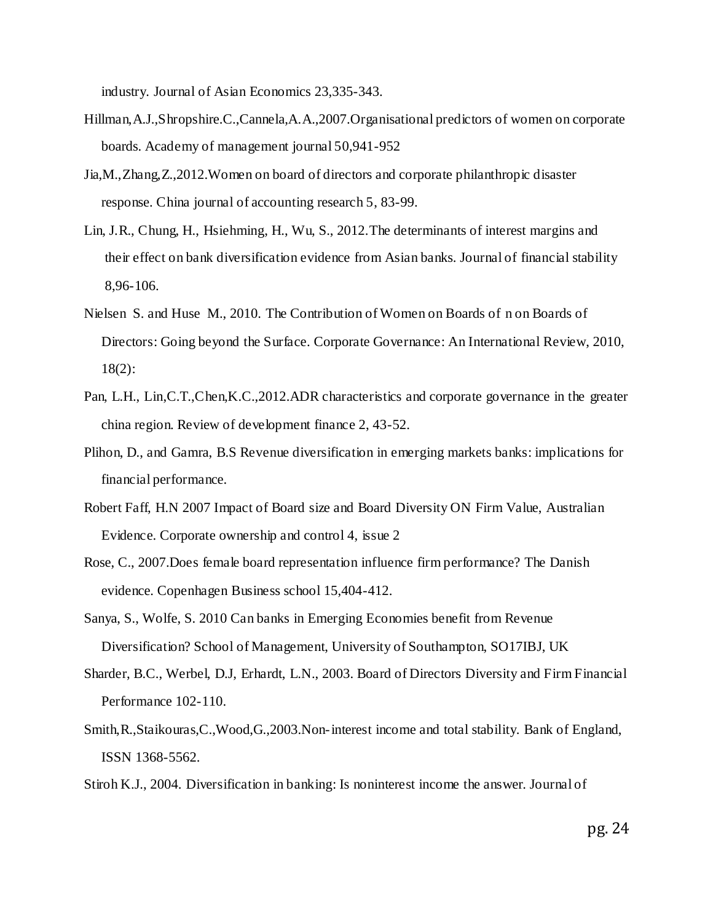industry. Journal of Asian Economics 23,335-343.

Hillman,A.J.,Shropshire.C.,Cannela,A.A.,2007.Organisational predictors of women on corporate boards. Academy of management journal 50,941-952

Jia,M.,Zhang,Z.,2012.Women on board of directors and corporate philanthropic disaster response. China journal of accounting research 5, 83-99.

Lin, J.R., Chung, H., Hsiehming, H., Wu, S., 2012.The determinants of interest margins and their effect on bank diversification evidence from Asian banks. Journal of financial stability 8,96-106.

Nielsen S. and Huse M., 2010. The Contribution of Women on Boards of n on Boards of Directors: Going beyond the Surface. Corporate Governance: An International Review, 2010, 18(2):

Pan, L.H., Lin,C.T.,Chen,K.C.,2012.ADR characteristics and corporate governance in the greater china region. Review of development finance 2, 43-52.

Plihon, D., and Gamra, B.S Revenue diversification in emerging markets banks: implications for financial performance.

Robert Faff, H.N 2007 Impact of Board size and Board Diversity ON Firm Value, Australian Evidence. Corporate ownership and control 4, issue 2

Rose, C., 2007.Does female board representation influence firm performance? The Danish evidence. Copenhagen Business school 15,404-412.

Sanya, S., Wolfe, S. 2010 Can banks in Emerging Economies benefit from Revenue Diversification? School of Management, University of Southampton, SO17IBJ, UK

Sharder, B.C., Werbel, D.J, Erhardt, L.N., 2003. Board of Directors Diversity and Firm Financial Performance 102-110.

Smith,R.,Staikouras,C.,Wood,G.,2003.Non-interest income and total stability. Bank of England, ISSN 1368-5562.

Stiroh K.J., 2004. Diversification in banking: Is noninterest income the answer. Journal of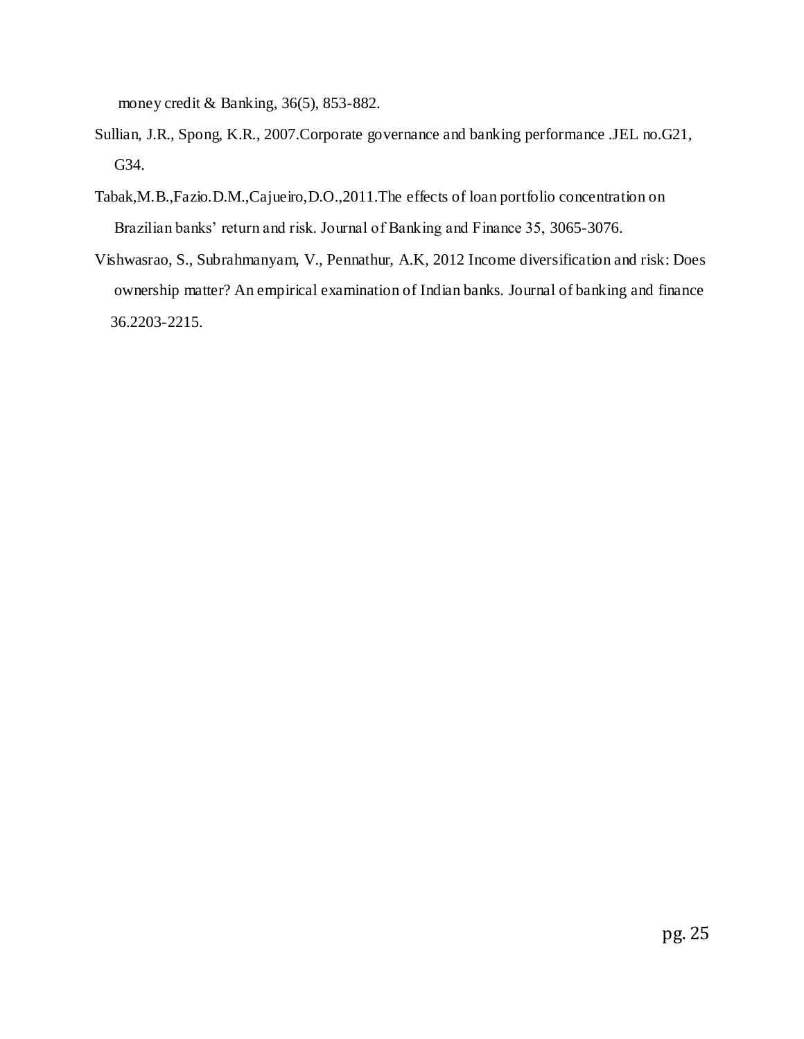money credit & Banking, 36(5), 853-882.

Sullian, J.R., Spong, K.R., 2007.Corporate governance and banking performance .JEL no.G21, G34.

Tabak,M.B.,Fazio.D.M.,Cajueiro,D.O.,2011.The effects of loan portfolio concentration on Brazilian banks' return and risk. Journal of Banking and Finance 35, 3065-3076.

Vishwasrao, S., Subrahmanyam, V., Pennathur, A.K, 2012 Income diversification and risk: Does ownership matter? An empirical examination of Indian banks. Journal of banking and finance 36.2203-2215.